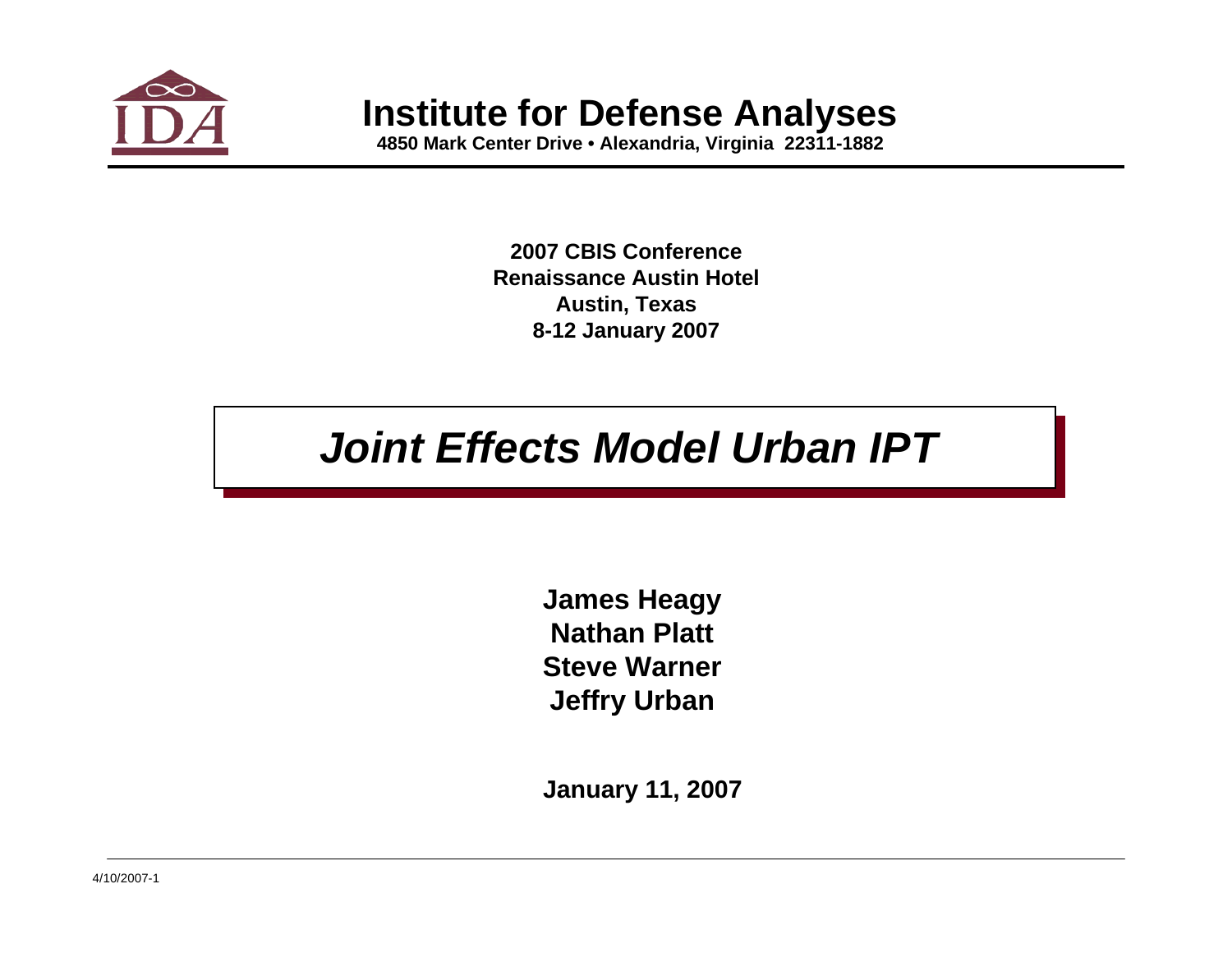# Institute for Defense Analyses

**4850 Mark Center Drive • Alexandria, Virginia 22311-1882**

**2007 CBIS Conference**
**Renaissance Austin Hotel**
**Austin, Texas**
**8-12 January 2007**

# *Joint Effects Model Urban IPT*

**James Heagy**
**Nathan Platt**
**Steve Warner**
**Jeffry Urban**

**January 11, 2007**

4/10/2007-1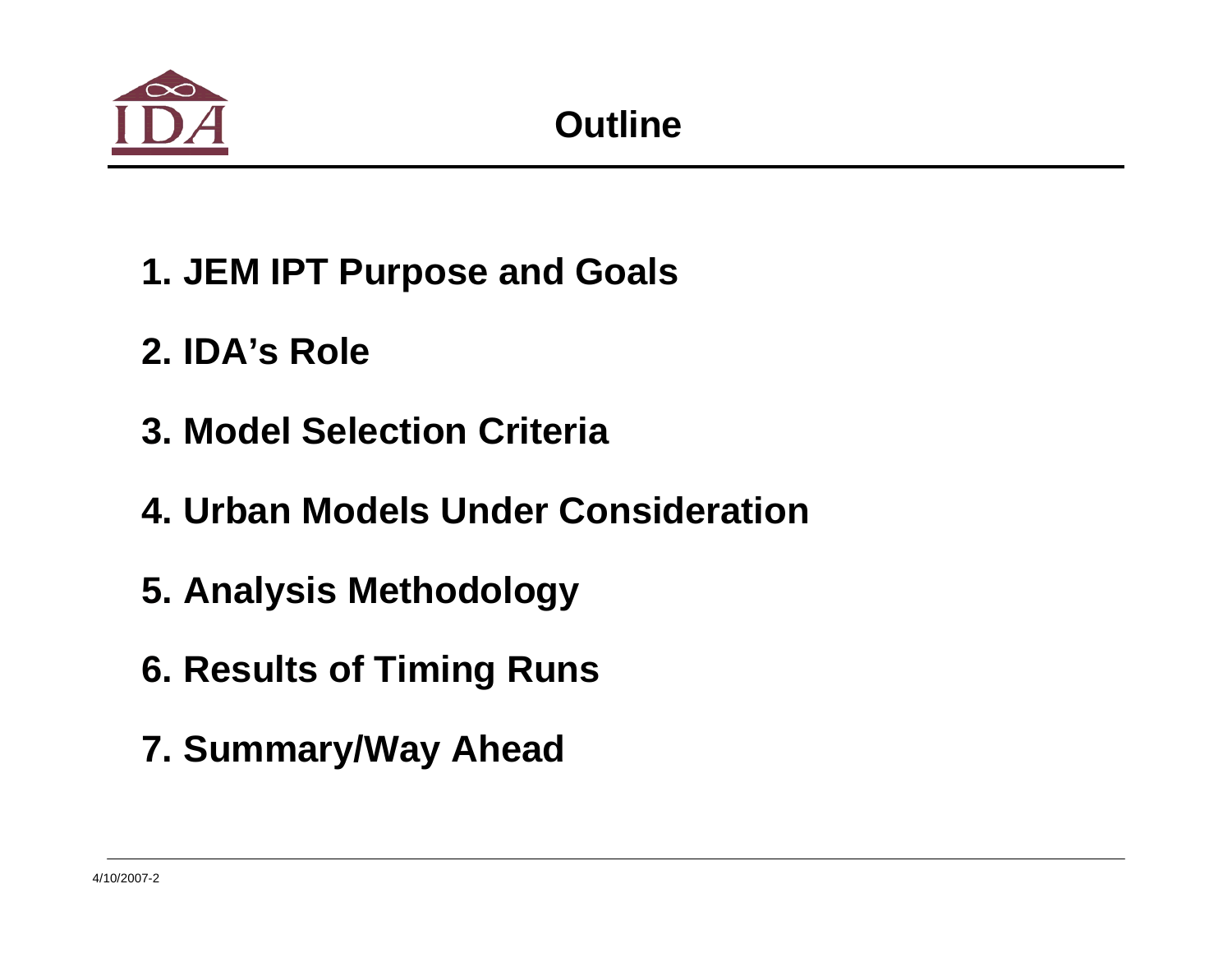# Outline

1. JEM IPT Purpose and Goals
2. IDA's Role
3. Model Selection Criteria
4. Urban Models Under Consideration
5. Analysis Methodology
6. Results of Timing Runs
7. Summary/Way Ahead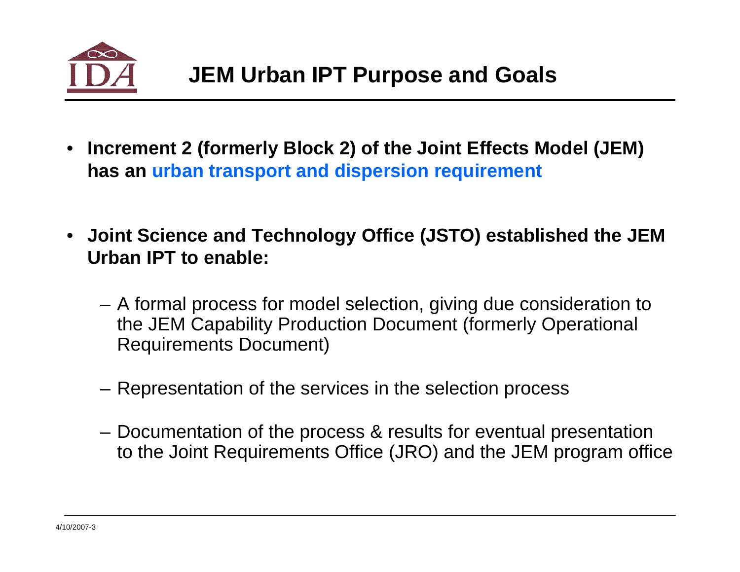# JEM Urban IPT Purpose and Goals

- **Increment 2 (formerly Block 2) of the Joint Effects Model (JEM) has an urban transport and dispersion requirement**
- **Joint Science and Technology Office (JSTO) established the JEM Urban IPT to enable:**
  - A formal process for model selection, giving due consideration to the JEM Capability Production Document (formerly Operational Requirements Document)
  - Representation of the services in the selection process
  - Documentation of the process & results for eventual presentation to the Joint Requirements Office (JRO) and the JEM program office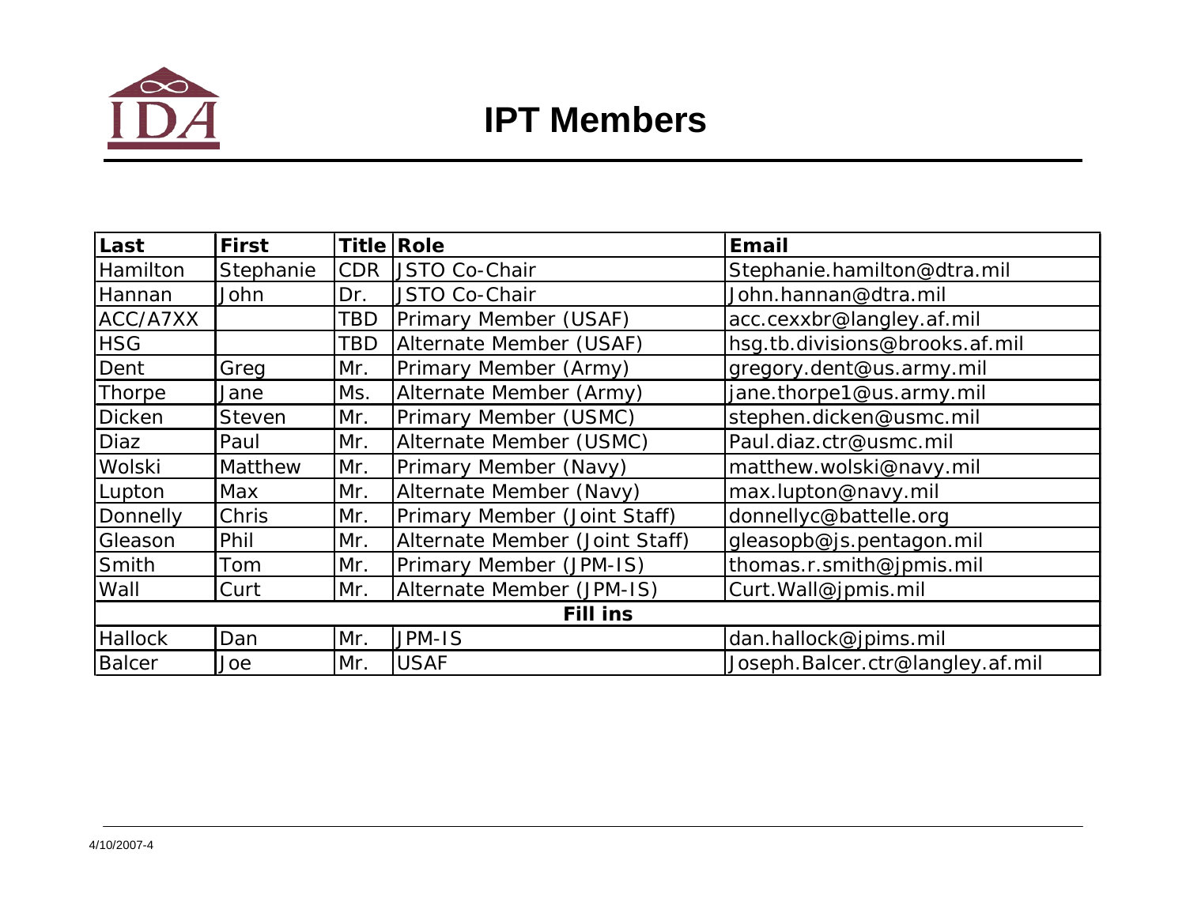# IPT Members

| Last | First | Title | Role | Email |
|---|---|---|---|---|
| Hamilton | Stephanie | CDR | JSTO Co-Chair | Stephanie.hamilton@dtra.mil |
| Hannan | John | Dr. | JSTO Co-Chair | John.hannan@dtra.mil |
| ACC/A7XX | | TBD | Primary Member (USAF) | acc.cexxbr@langley.af.mil |
| HSG | | TBD | Alternate Member (USAF) | hsg.tb.divisions@brooks.af.mil |
| Dent | Greg | Mr. | Primary Member (Army) | gregory.dent@us.army.mil |
| Thorpe | Jane | Ms. | Alternate Member (Army) | jane.thorpe1@us.army.mil |
| Dicken | Steven | Mr. | Primary Member (USMC) | stephen.dicken@usmc.mil |
| Diaz | Paul | Mr. | Alternate Member (USMC) | Paul.diaz.ctr@usmc.mil |
| Wolski | Matthew | Mr. | Primary Member (Navy) | matthew.wolski@navy.mil |
| Lupton | Max | Mr. | Alternate Member (Navy) | max.lupton@navy.mil |
| Donnelly | Chris | Mr. | Primary Member (Joint Staff) | donnellyc@battelle.org |
| Gleason | Phil | Mr. | Alternate Member (Joint Staff) | gleasopb@js.pentagon.mil |
| Smith | Tom | Mr. | Primary Member (JPM-IS) | thomas.r.smith@jpmis.mil |
| Wall | Curt | Mr. | Alternate Member (JPM-IS) | Curt.Wall@jpmis.mil |
| **Fill ins** | | | | |
| Hallock | Dan | Mr. | JPM-IS | dan.hallock@jpims.mil |
| Balcer | Joe | Mr. | USAF | Joseph.Balcer.ctr@langley.af.mil |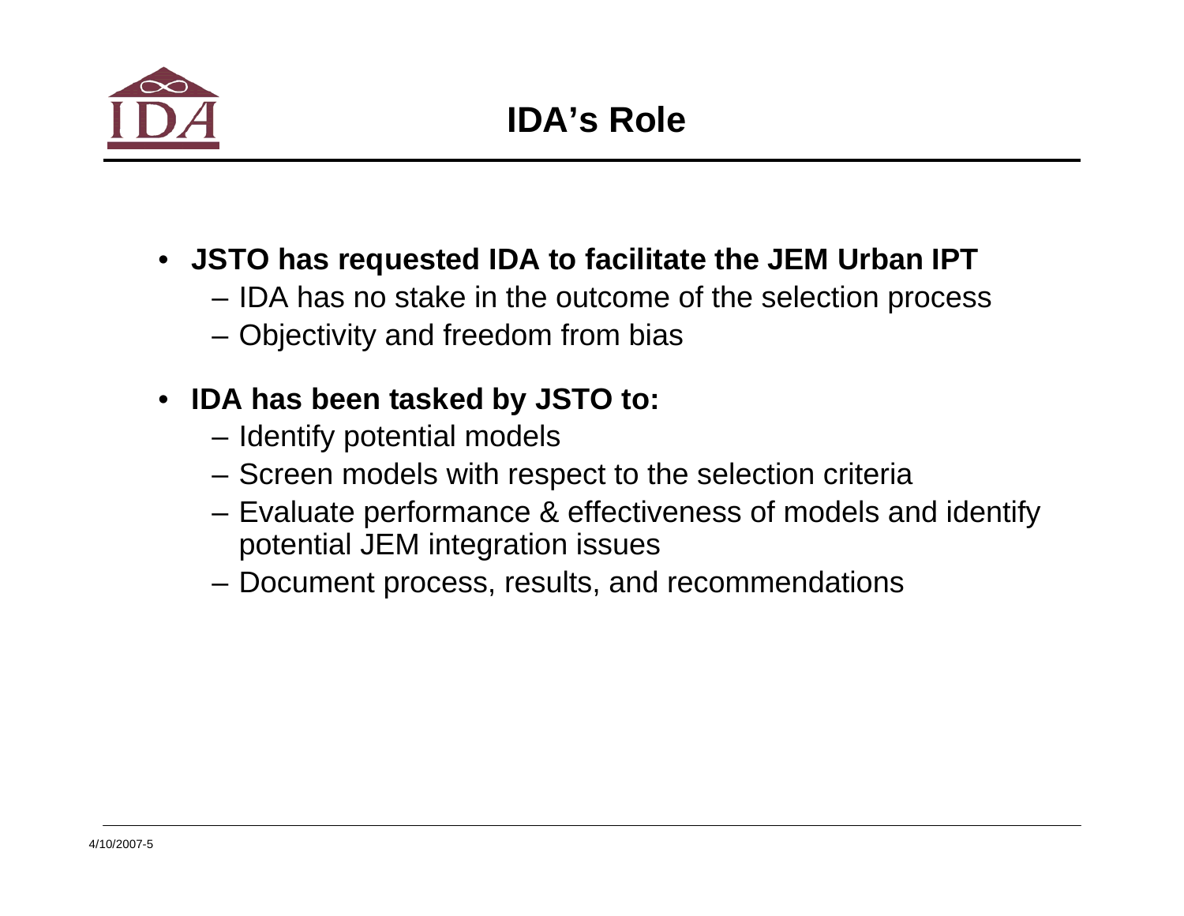# IDA's Role

- **JSTO has requested IDA to facilitate the JEM Urban IPT**
  - IDA has no stake in the outcome of the selection process
  - Objectivity and freedom from bias
- **IDA has been tasked by JSTO to:**
  - Identify potential models
  - Screen models with respect to the selection criteria
  - Evaluate performance & effectiveness of models and identify potential JEM integration issues
  - Document process, results, and recommendations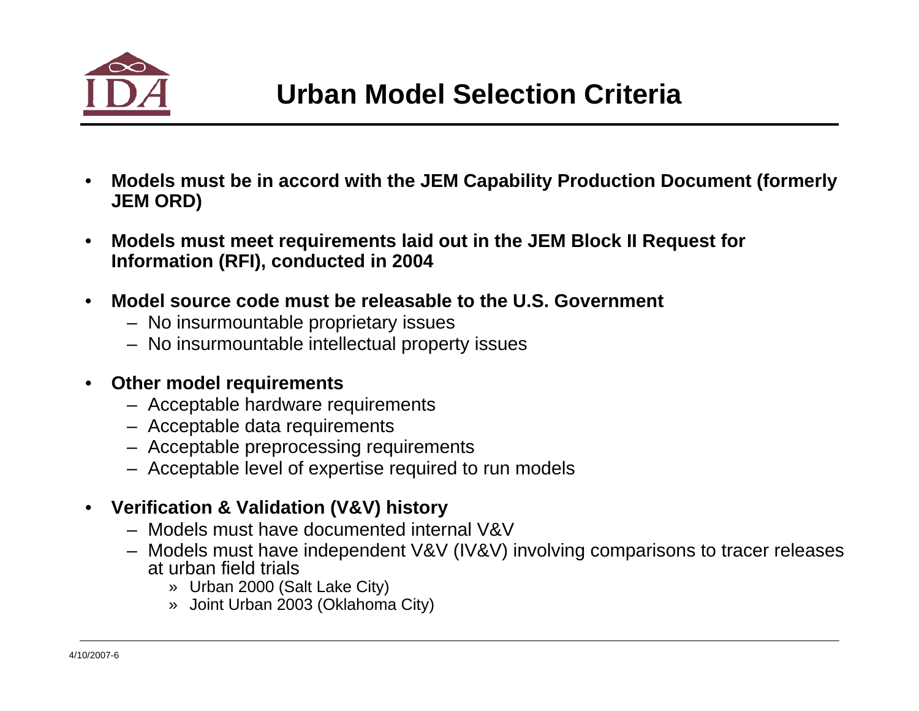# Urban Model Selection Criteria

- **Models must be in accord with the JEM Capability Production Document (formerly JEM ORD)**
- **Models must meet requirements laid out in the JEM Block II Request for Information (RFI), conducted in 2004**
- **Model source code must be releasable to the U.S. Government**
  - No insurmountable proprietary issues
  - No insurmountable intellectual property issues
- **Other model requirements**
  - Acceptable hardware requirements
  - Acceptable data requirements
  - Acceptable preprocessing requirements
  - Acceptable level of expertise required to run models
- **Verification & Validation (V&V) history**
  - Models must have documented internal V&V
  - Models must have independent V&V (IV&V) involving comparisons to tracer releases at urban field trials
    - Urban 2000 (Salt Lake City)
    - Joint Urban 2003 (Oklahoma City)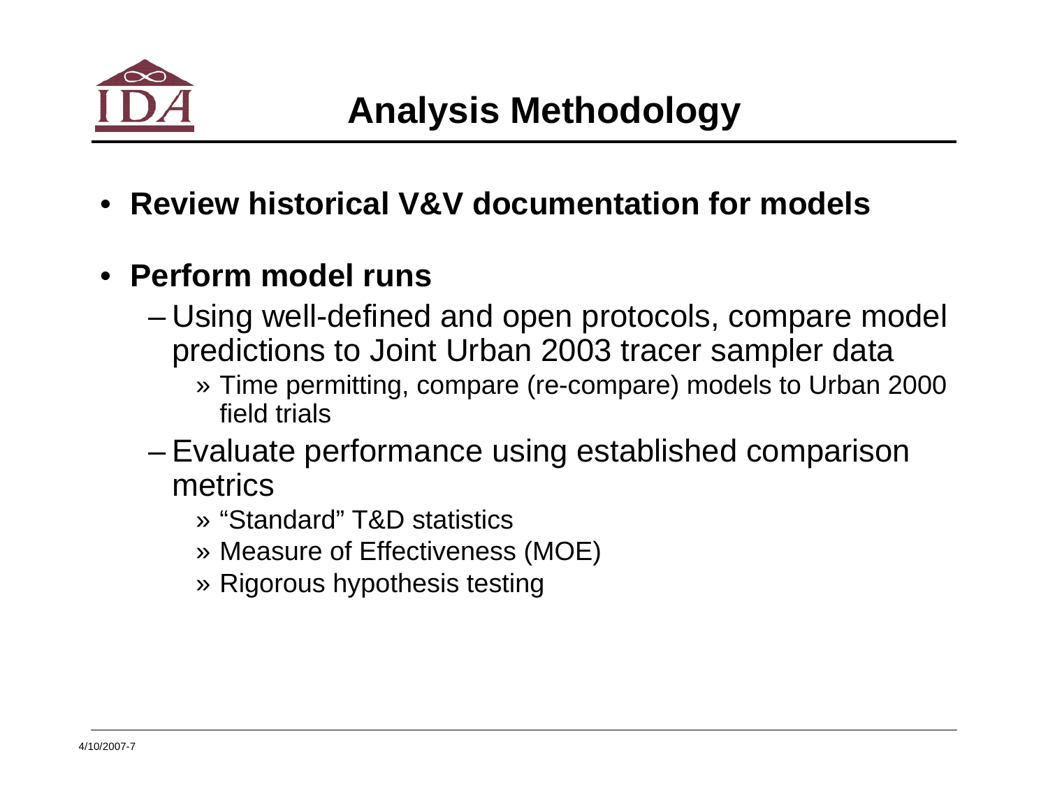# Analysis Methodology

- **Review historical V&V documentation for models**
- **Perform model runs**
  - Using well-defined and open protocols, compare model predictions to Joint Urban 2003 tracer sampler data
    - » Time permitting, compare (re-compare) models to Urban 2000 field trials
  - Evaluate performance using established comparison metrics
    - » “Standard” T&D statistics
    - » Measure of Effectiveness (MOE)
    - » Rigorous hypothesis testing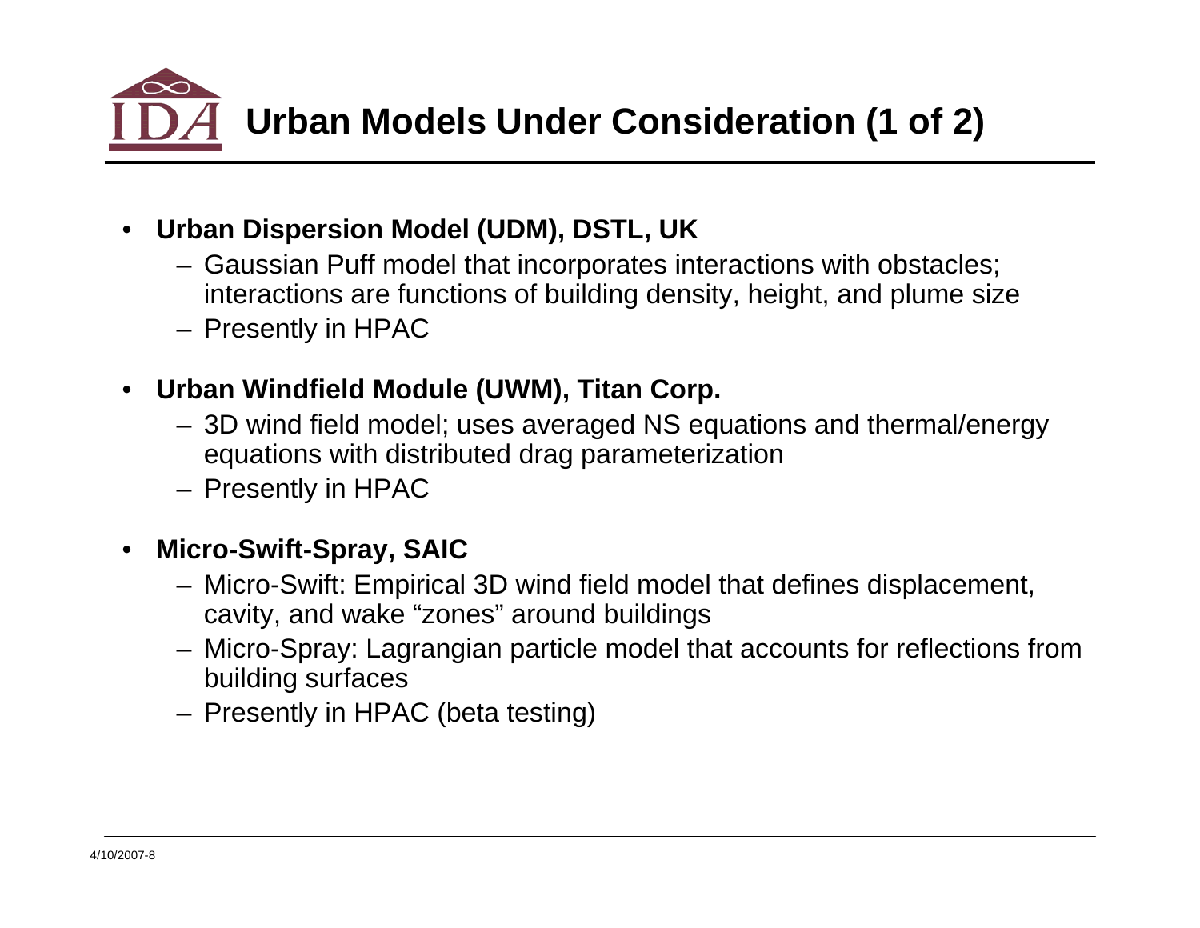# Urban Models Under Consideration (1 of 2)

- **Urban Dispersion Model (UDM), DSTL, UK**
  - Gaussian Puff model that incorporates interactions with obstacles; interactions are functions of building density, height, and plume size
  - Presently in HPAC
- **Urban Windfield Module (UWM), Titan Corp.**
  - 3D wind field model; uses averaged NS equations and thermal/energy equations with distributed drag parameterization
  - Presently in HPAC
- **Micro-Swift-Spray, SAIC**
  - Micro-Swift: Empirical 3D wind field model that defines displacement, cavity, and wake “zones” around buildings
  - Micro-Spray: Lagrangian particle model that accounts for reflections from building surfaces
  - Presently in HPAC (beta testing)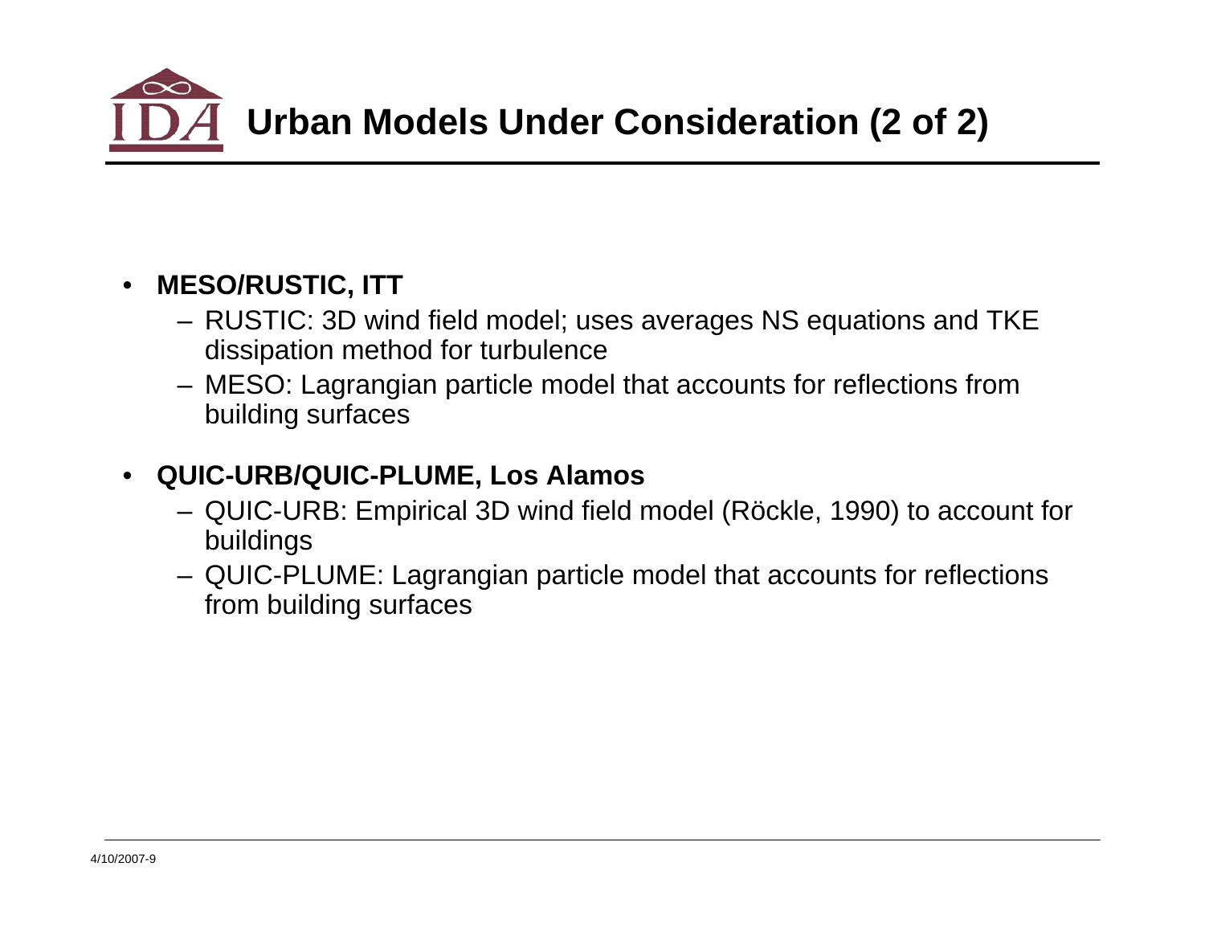# Urban Models Under Consideration (2 of 2)

- **MESO/RUSTIC, ITT**
  - RUSTIC: 3D wind field model; uses averages NS equations and TKE dissipation method for turbulence
  - MESO: Lagrangian particle model that accounts for reflections from building surfaces
- **QUIC-URB/QUIC-PLUME, Los Alamos**
  - QUIC-URB: Empirical 3D wind field model (Röckle, 1990) to account for buildings
  - QUIC-PLUME: Lagrangian particle model that accounts for reflections from building surfaces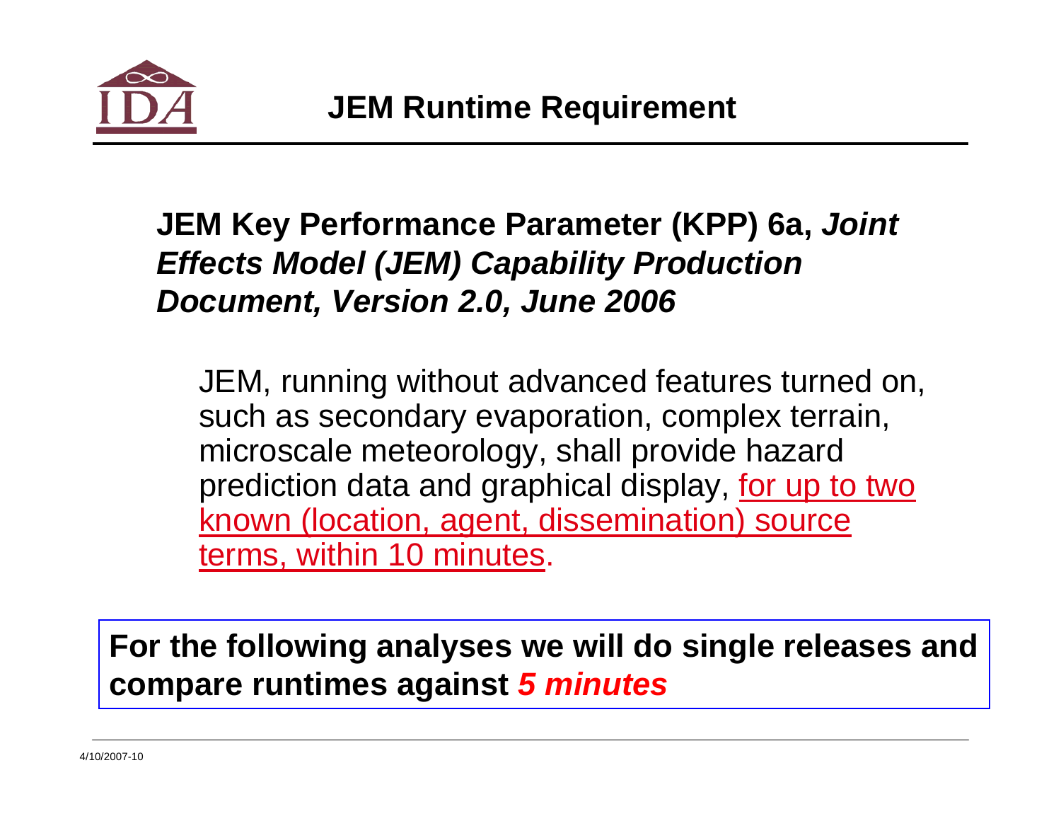# JEM Runtime Requirement

**JEM Key Performance Parameter (KPP) 6a, *Joint Effects Model (JEM) Capability Production Document, Version 2.0, June 2006***

JEM, running without advanced features turned on, such as secondary evaporation, complex terrain, microscale meteorology, shall provide hazard prediction data and graphical display, for up to two known (location, agent, dissemination) source terms, within 10 minutes.

**For the following analyses we will do single releases and compare runtimes against *5 minutes***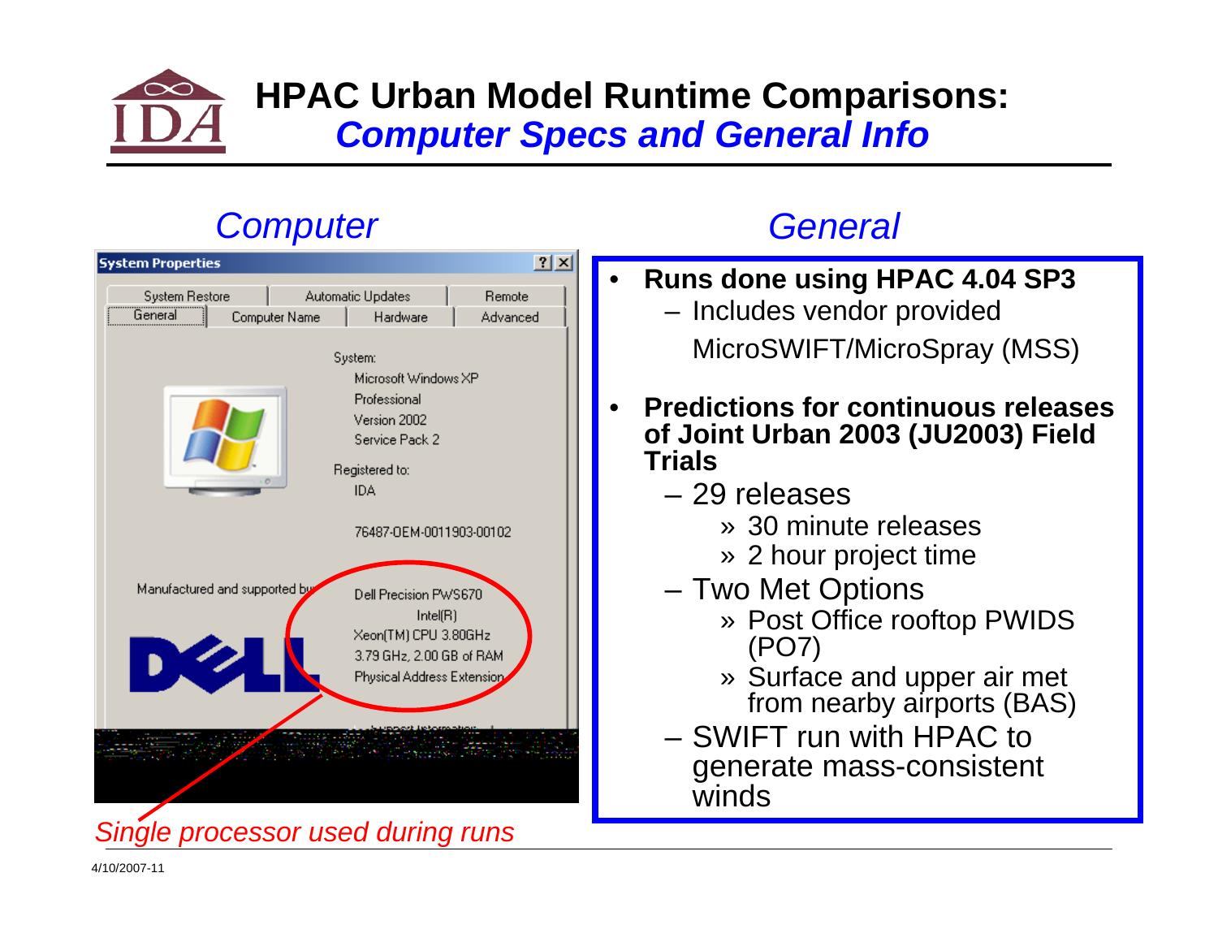# HPAC Urban Model Runtime Comparisons: *Computer Specs and General Info*

## *Computer*

System Properties

System Restore | Automatic Updates | Remote
General | Computer Name | Hardware | Advanced

System:
Microsoft Windows XP
Professional
Version 2002
Service Pack 2

Registered to:
IDA

76487-OEM-0011903-00102

Manufactured and supported by:
Dell Precision PWS670
Intel(R)
Xeon(TM) CPU 3.80GHz
3.79 GHz, 2.00 GB of RAM
Physical Address Extension

*Single processor used during runs*

## *General*

- **Runs done using HPAC 4.04 SP3**
  - Includes vendor provided MicroSWIFT/MicroSpray (MSS)
- **Predictions for continuous releases of Joint Urban 2003 (JU2003) Field Trials**
  - 29 releases
    - » 30 minute releases
    - » 2 hour project time
  - Two Met Options
    - » Post Office rooftop PWIDS (PO7)
    - » Surface and upper air met from nearby airports (BAS)
  - SWIFT run with HPAC to generate mass-consistent winds

4/10/2007-11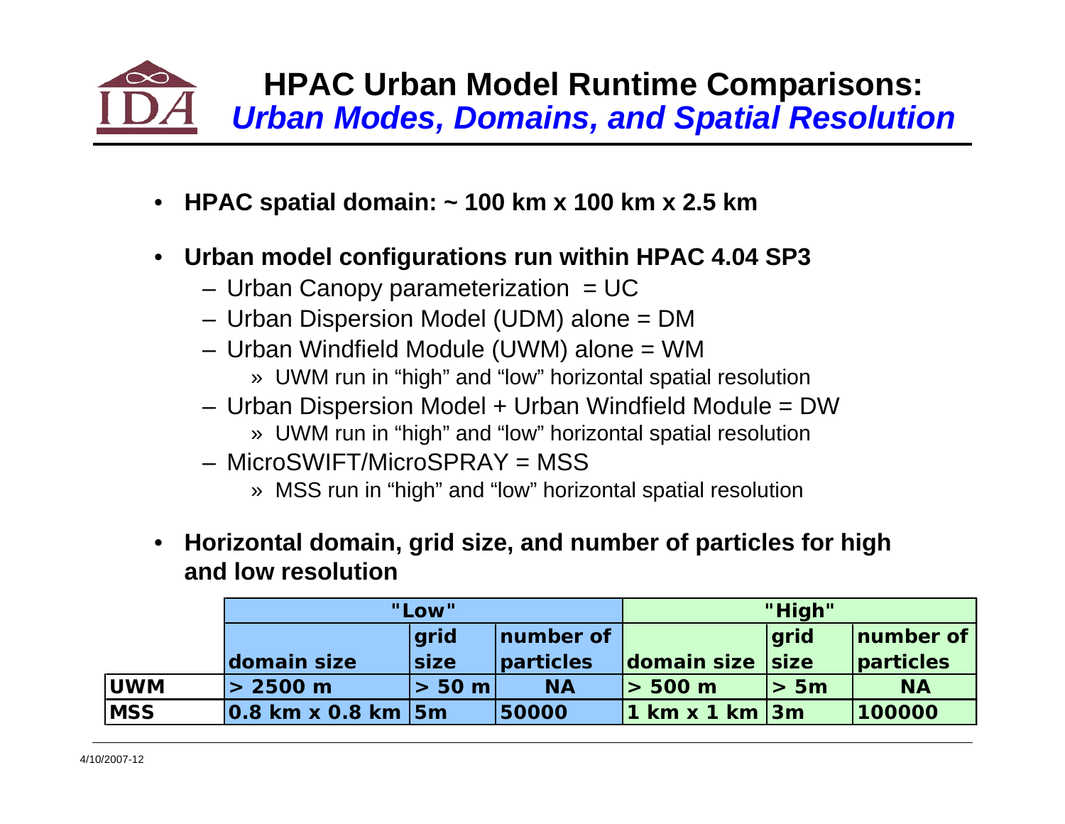# HPAC Urban Model Runtime Comparisons: *Urban Modes, Domains, and Spatial Resolution*

- **HPAC spatial domain: ~ 100 km x 100 km x 2.5 km**
- **Urban model configurations run within HPAC 4.04 SP3**
  - Urban Canopy parameterization = UC
  - Urban Dispersion Model (UDM) alone = DM
  - Urban Windfield Module (UWM) alone = WM
    - » UWM run in "high" and "low" horizontal spatial resolution
  - Urban Dispersion Model + Urban Windfield Module = DW
    - » UWM run in "high" and "low" horizontal spatial resolution
  - MicroSWIFT/MicroSPRAY = MSS
    - » MSS run in "high" and "low" horizontal spatial resolution
- **Horizontal domain, grid size, and number of particles for high and low resolution**

| | "Low" | | | "High" | | |
|---|---|---|---|---|---|---|
| | domain size | grid size | number of particles | domain size | grid size | number of particles |
| UWM | > 2500 m | > 50 m | NA | > 500 m | > 5m | NA |
| MSS | 0.8 km x 0.8 km | 5m | 50000 | 1 km x 1 km | 3m | 100000 |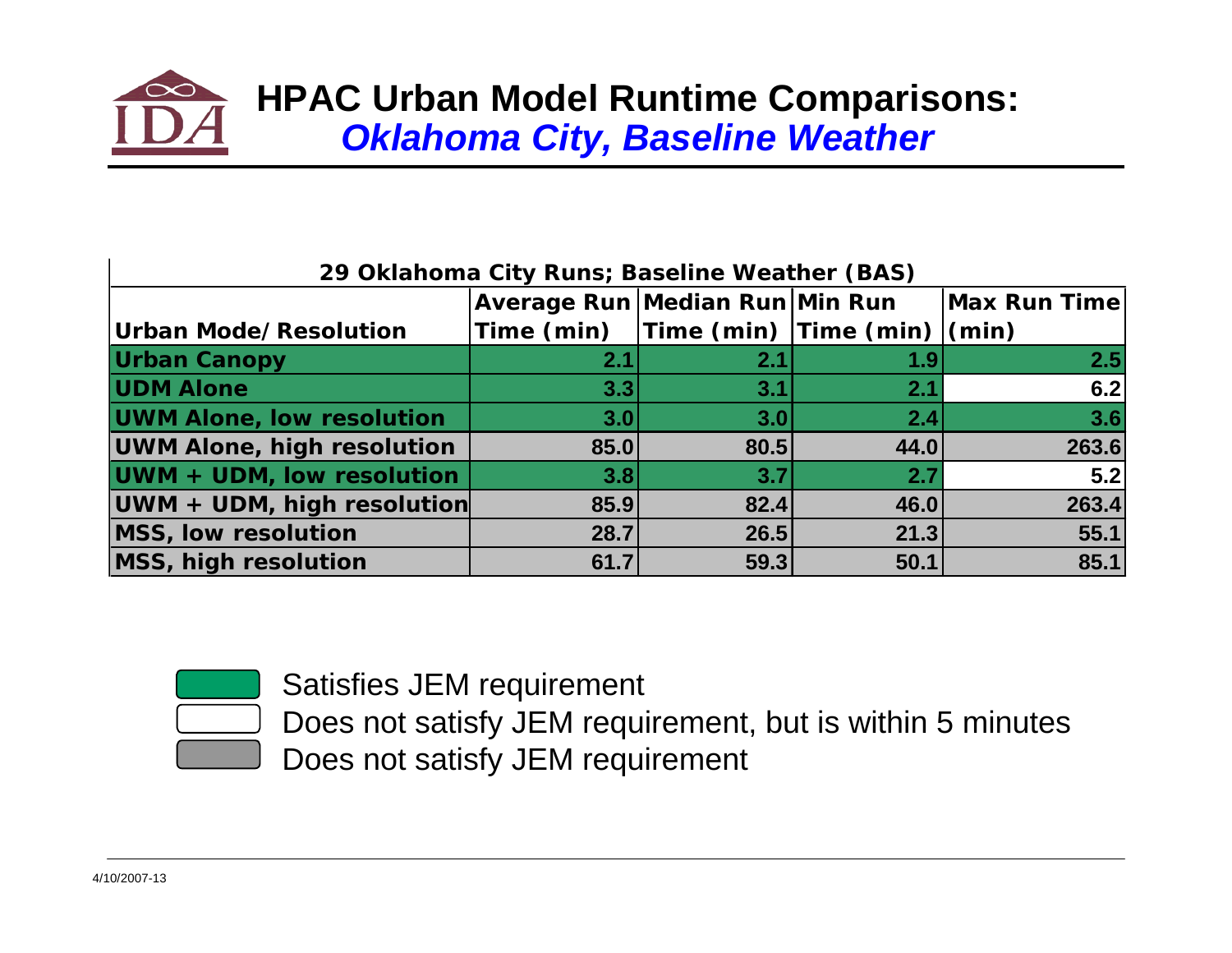# HPAC Urban Model Runtime Comparisons:
## *Oklahoma City, Baseline Weather*

**29 Oklahoma City Runs; Baseline Weather (BAS)**

| Urban Mode/Resolution | Average Run Time (min) | Median Run Time (min) | Min Run Time (min) | Max Run Time (min) |
|---|---|---|---|---|
| Urban Canopy | 2.1 | 2.1 | 1.9 | 2.5 |
| UDM Alone | 3.3 | 3.1 | 2.1 | 6.2 |
| UWM Alone, low resolution | 3.0 | 3.0 | 2.4 | 3.6 |
| UWM Alone, high resolution | 85.0 | 80.5 | 44.0 | 263.6 |
| UWM + UDM, low resolution | 3.8 | 3.7 | 2.7 | 5.2 |
| UWM + UDM, high resolution | 85.9 | 82.4 | 46.0 | 263.4 |
| MSS, low resolution | 28.7 | 26.5 | 21.3 | 55.1 |
| MSS, high resolution | 61.7 | 59.3 | 50.1 | 85.1 |

- Satisfies JEM requirement
- Does not satisfy JEM requirement, but is within 5 minutes
- Does not satisfy JEM requirement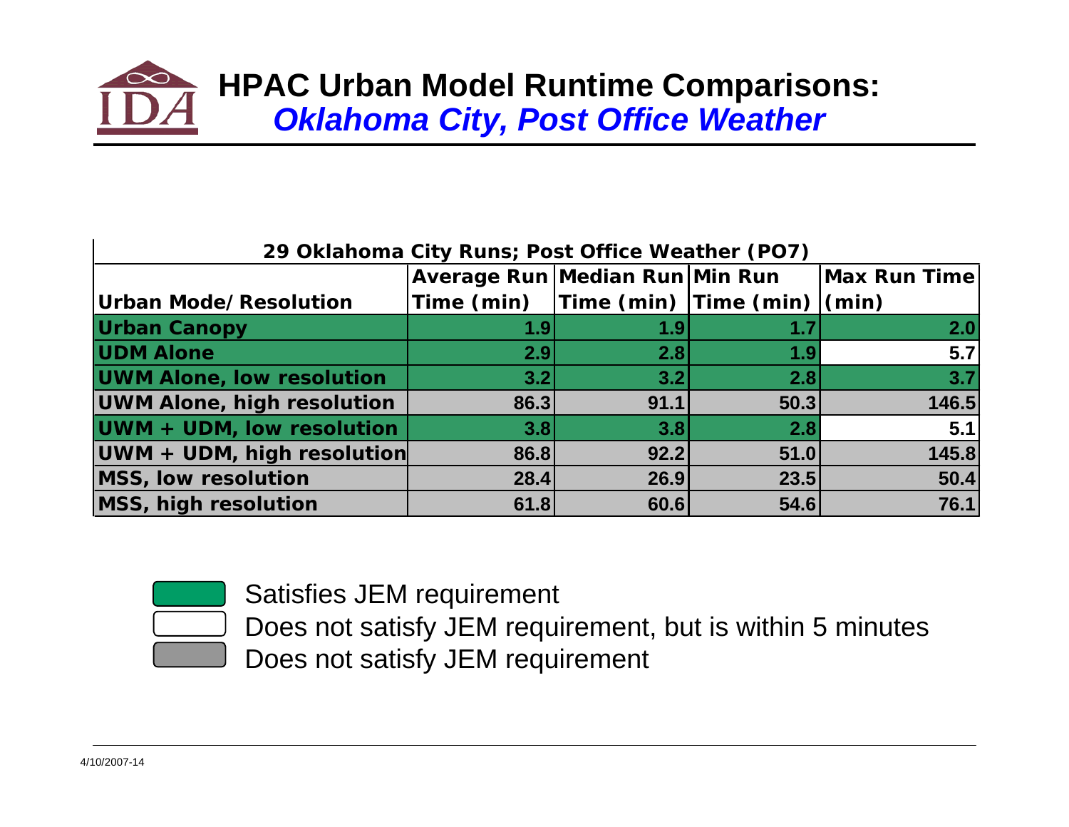# HPAC Urban Model Runtime Comparisons: *Oklahoma City, Post Office Weather*

**29 Oklahoma City Runs; Post Office Weather (PO7)**

| Urban Mode/Resolution | Average Run Time (min) | Median Run Time (min) | Min Run Time (min) | Max Run Time (min) |
|---|---|---|---|---|
| Urban Canopy | 1.9 | 1.9 | 1.7 | 2.0 |
| UDM Alone | 2.9 | 2.8 | 1.9 | 5.7 |
| UWM Alone, low resolution | 3.2 | 3.2 | 2.8 | 3.7 |
| UWM Alone, high resolution | 86.3 | 91.1 | 50.3 | 146.5 |
| UWM + UDM, low resolution | 3.8 | 3.8 | 2.8 | 5.1 |
| UWM + UDM, high resolution | 86.8 | 92.2 | 51.0 | 145.8 |
| MSS, low resolution | 28.4 | 26.9 | 23.5 | 50.4 |
| MSS, high resolution | 61.8 | 60.6 | 54.6 | 76.1 |

- Green: Satisfies JEM requirement
- White: Does not satisfy JEM requirement, but is within 5 minutes
- Gray: Does not satisfy JEM requirement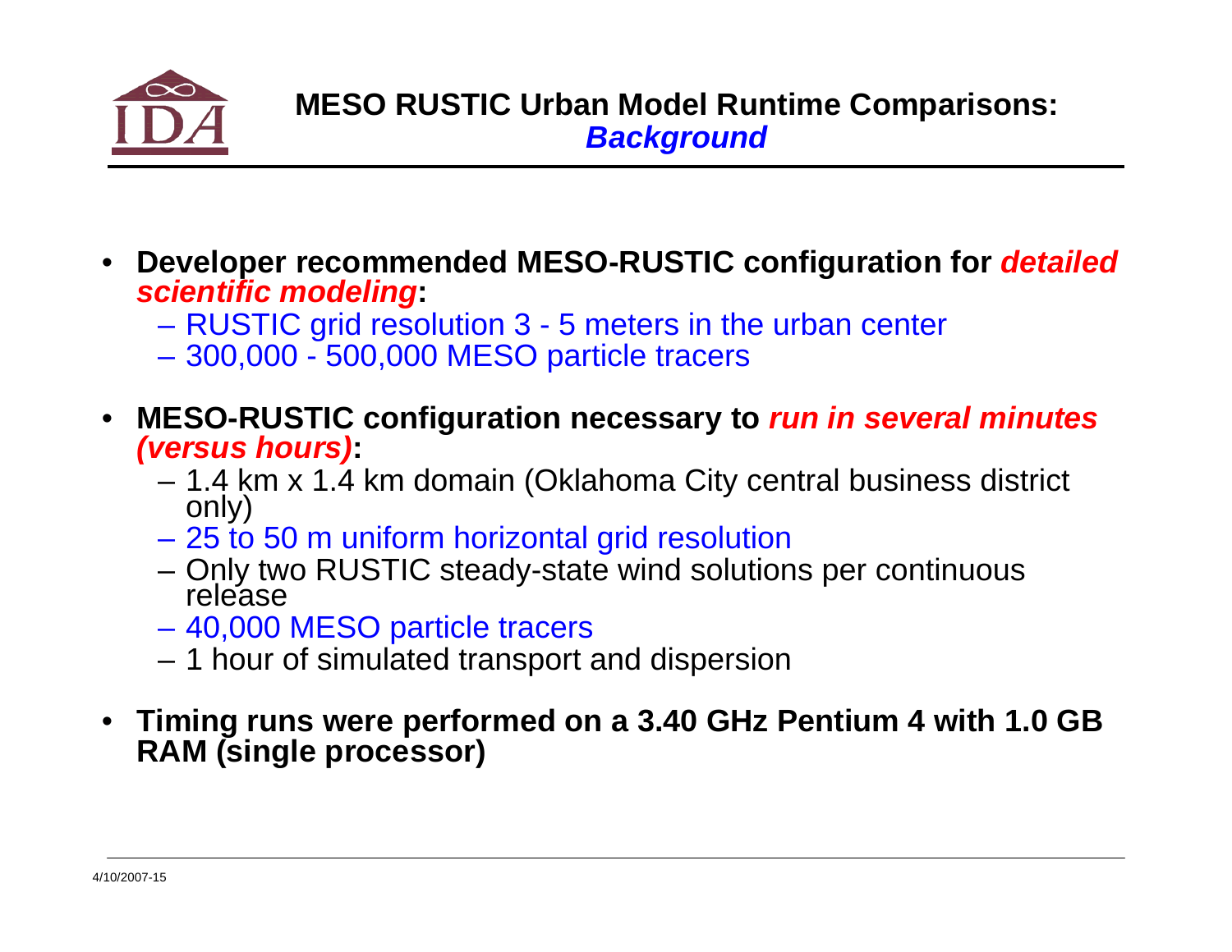# MESO RUSTIC Urban Model Runtime Comparisons: *Background*

- **Developer recommended MESO-RUSTIC configuration for *detailed scientific modeling*:**
  - RUSTIC grid resolution 3 - 5 meters in the urban center
  - 300,000 - 500,000 MESO particle tracers
- **MESO-RUSTIC configuration necessary to *run in several minutes (versus hours)*:**
  - 1.4 km x 1.4 km domain (Oklahoma City central business district only)
  - 25 to 50 m uniform horizontal grid resolution
  - Only two RUSTIC steady-state wind solutions per continuous release
  - 40,000 MESO particle tracers
  - 1 hour of simulated transport and dispersion
- **Timing runs were performed on a 3.40 GHz Pentium 4 with 1.0 GB RAM (single processor)**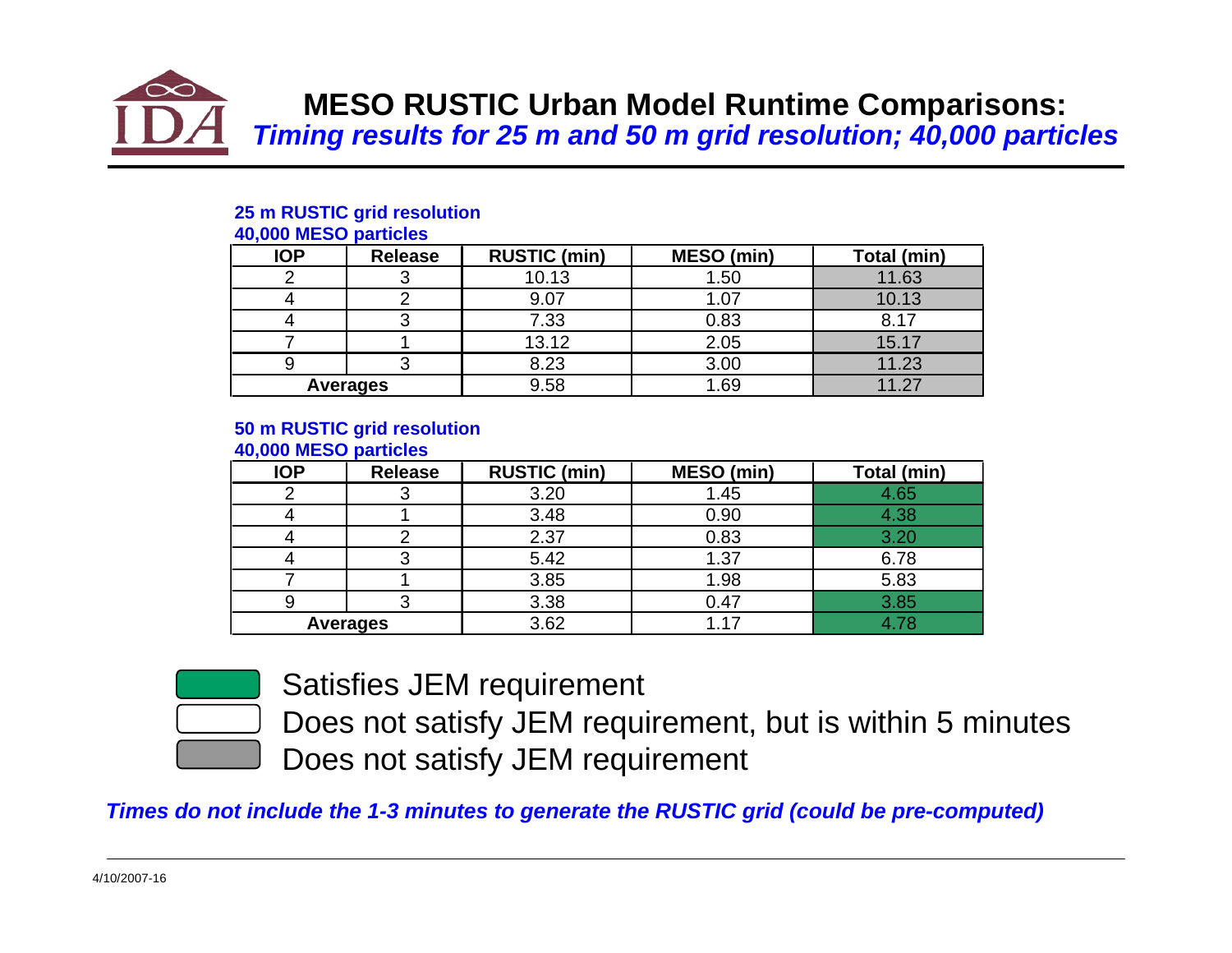# MESO RUSTIC Urban Model Runtime Comparisons:

## *Timing results for 25 m and 50 m grid resolution; 40,000 particles*

**25 m RUSTIC grid resolution**
**40,000 MESO particles**

| IOP | Release | RUSTIC (min) | MESO (min) | Total (min) |
|---|---|---|---|---|
| 2 | 3 | 10.13 | 1.50 | 11.63 |
| 4 | 2 | 9.07 | 1.07 | 10.13 |
| 4 | 3 | 7.33 | 0.83 | 8.17 |
| 7 | 1 | 13.12 | 2.05 | 15.17 |
| 9 | 3 | 8.23 | 3.00 | 11.23 |
| **Averages** | | 9.58 | 1.69 | 11.27 |

**50 m RUSTIC grid resolution**
**40,000 MESO particles**

| IOP | Release | RUSTIC (min) | MESO (min) | Total (min) |
|---|---|---|---|---|
| 2 | 3 | 3.20 | 1.45 | 4.65 |
| 4 | 1 | 3.48 | 0.90 | 4.38 |
| 4 | 2 | 2.37 | 0.83 | 3.20 |
| 4 | 3 | 5.42 | 1.37 | 6.78 |
| 7 | 1 | 3.85 | 1.98 | 5.83 |
| 9 | 3 | 3.38 | 0.47 | 3.85 |
| **Averages** | | 3.62 | 1.17 | 4.78 |

- Green: Satisfies JEM requirement
- White: Does not satisfy JEM requirement, but is within 5 minutes
- Gray: Does not satisfy JEM requirement

*Times do not include the 1-3 minutes to generate the RUSTIC grid (could be pre-computed)*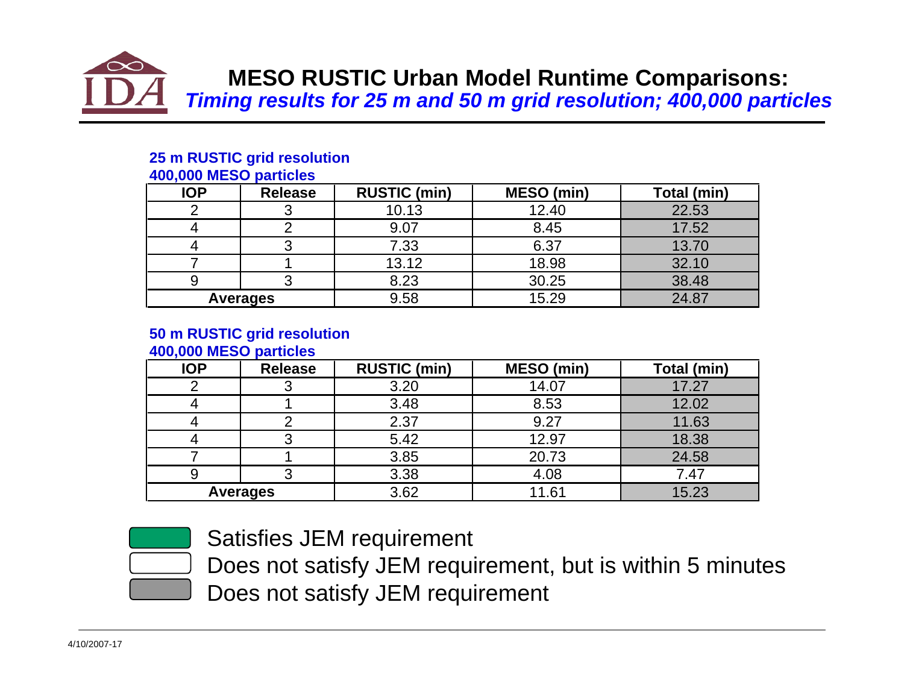# MESO RUSTIC Urban Model Runtime Comparisons:

## *Timing results for 25 m and 50 m grid resolution; 400,000 particles*

**25 m RUSTIC grid resolution**
**400,000 MESO particles**

| IOP | Release | RUSTIC (min) | MESO (min) | Total (min) |
|---|---|---|---|---|
| 2 | 3 | 10.13 | 12.40 | 22.53 |
| 4 | 2 | 9.07 | 8.45 | 17.52 |
| 4 | 3 | 7.33 | 6.37 | 13.70 |
| 7 | 1 | 13.12 | 18.98 | 32.10 |
| 9 | 3 | 8.23 | 30.25 | 38.48 |
| **Averages** | | 9.58 | 15.29 | 24.87 |

**50 m RUSTIC grid resolution**
**400,000 MESO particles**

| IOP | Release | RUSTIC (min) | MESO (min) | Total (min) |
|---|---|---|---|---|
| 2 | 3 | 3.20 | 14.07 | 17.27 |
| 4 | 1 | 3.48 | 8.53 | 12.02 |
| 4 | 2 | 2.37 | 9.27 | 11.63 |
| 4 | 3 | 5.42 | 12.97 | 18.38 |
| 7 | 1 | 3.85 | 20.73 | 24.58 |
| 9 | 3 | 3.38 | 4.08 | 7.47 |
| **Averages** | | 3.62 | 11.61 | 15.23 |

- (Green) Satisfies JEM requirement
- (White) Does not satisfy JEM requirement, but is within 5 minutes
- (Gray) Does not satisfy JEM requirement

4/10/2007-17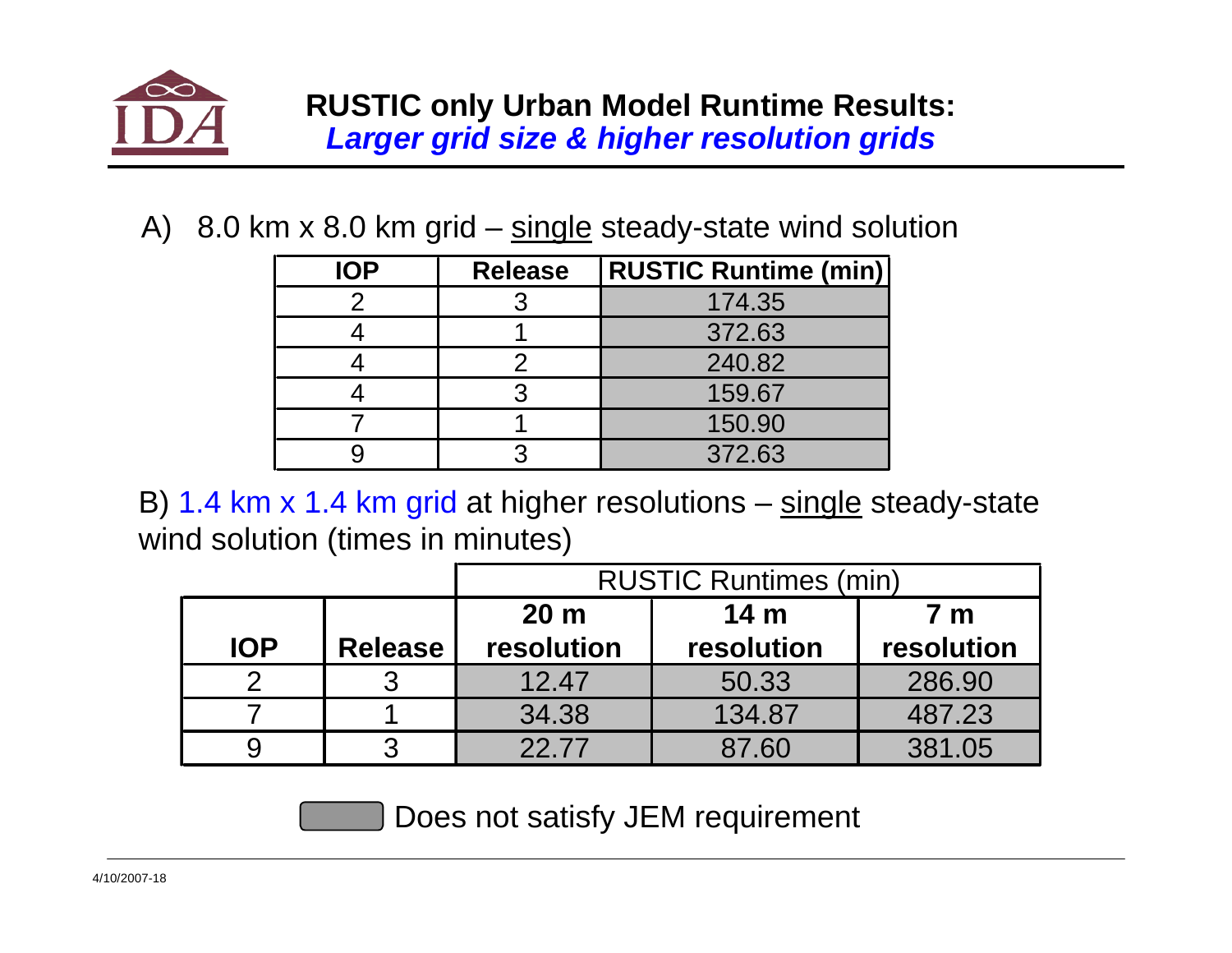# RUSTIC only Urban Model Runtime Results:
## *Larger grid size & higher resolution grids*

A) 8.0 km x 8.0 km grid – single steady-state wind solution

| IOP | Release | RUSTIC Runtime (min) |
|---|---|---|
| 2 | 3 | 174.35 |
| 4 | 1 | 372.63 |
| 4 | 2 | 240.82 |
| 4 | 3 | 159.67 |
| 7 | 1 | 150.90 |
| 9 | 3 | 372.63 |

B) 1.4 km x 1.4 km grid at higher resolutions – single steady-state wind solution (times in minutes)

| | | RUSTIC Runtimes (min) | | |
|---|---|---|---|---|
| **IOP** | **Release** | **20 m resolution** | **14 m resolution** | **7 m resolution** |
| 2 | 3 | 12.47 | 50.33 | 286.90 |
| 7 | 1 | 34.38 | 134.87 | 487.23 |
| 9 | 3 | 22.77 | 87.60 | 381.05 |

(Gray shading) Does not satisfy JEM requirement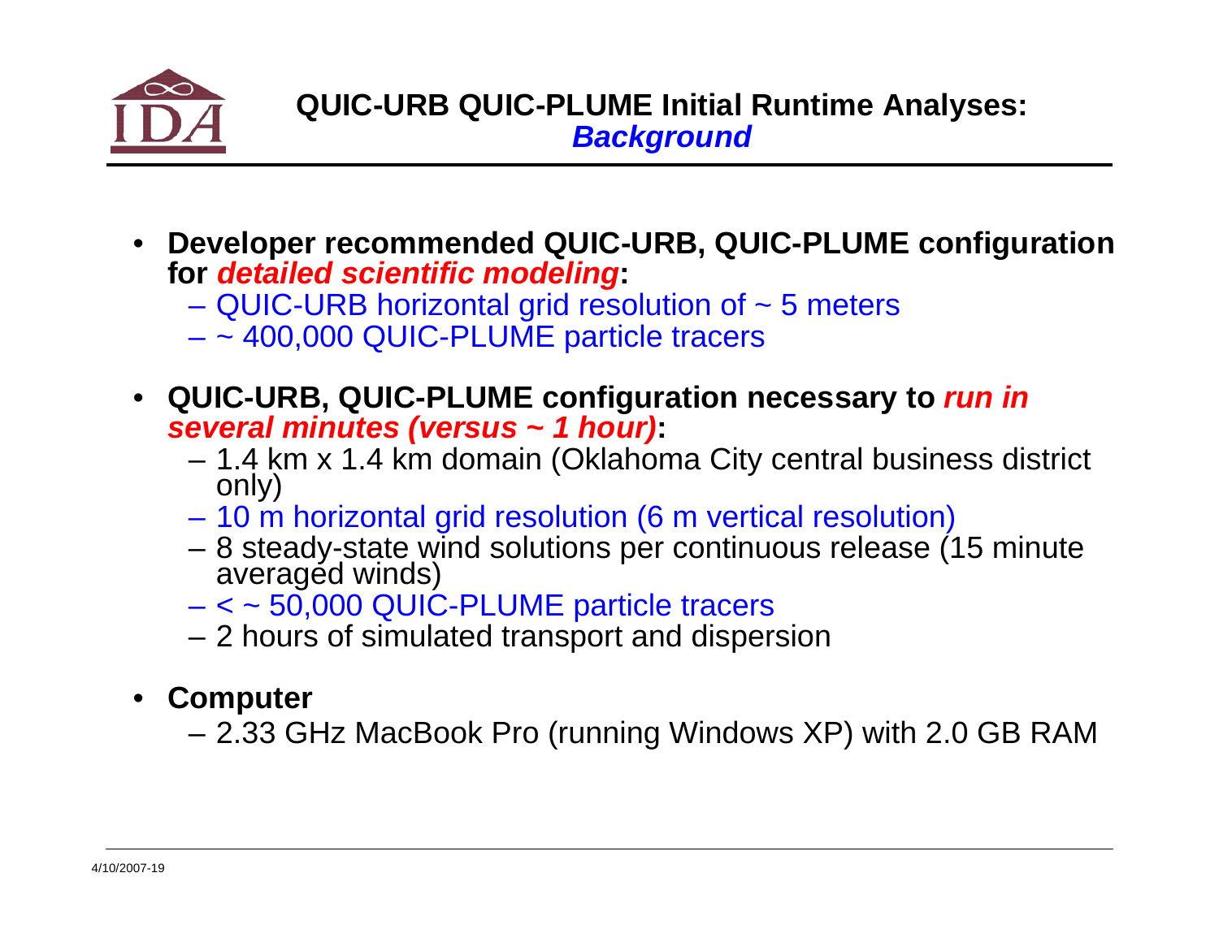# QUIC-URB QUIC-PLUME Initial Runtime Analyses: *Background*

- **Developer recommended QUIC-URB, QUIC-PLUME configuration for *detailed scientific modeling*:**
  - QUIC-URB horizontal grid resolution of ~ 5 meters
  - ~ 400,000 QUIC-PLUME particle tracers

- **QUIC-URB, QUIC-PLUME configuration necessary to *run in several minutes (versus ~ 1 hour)*:**
  - 1.4 km x 1.4 km domain (Oklahoma City central business district only)
  - 10 m horizontal grid resolution (6 m vertical resolution)
  - 8 steady-state wind solutions per continuous release (15 minute averaged winds)
  - < ~ 50,000 QUIC-PLUME particle tracers
  - 2 hours of simulated transport and dispersion

- **Computer**
  - 2.33 GHz MacBook Pro (running Windows XP) with 2.0 GB RAM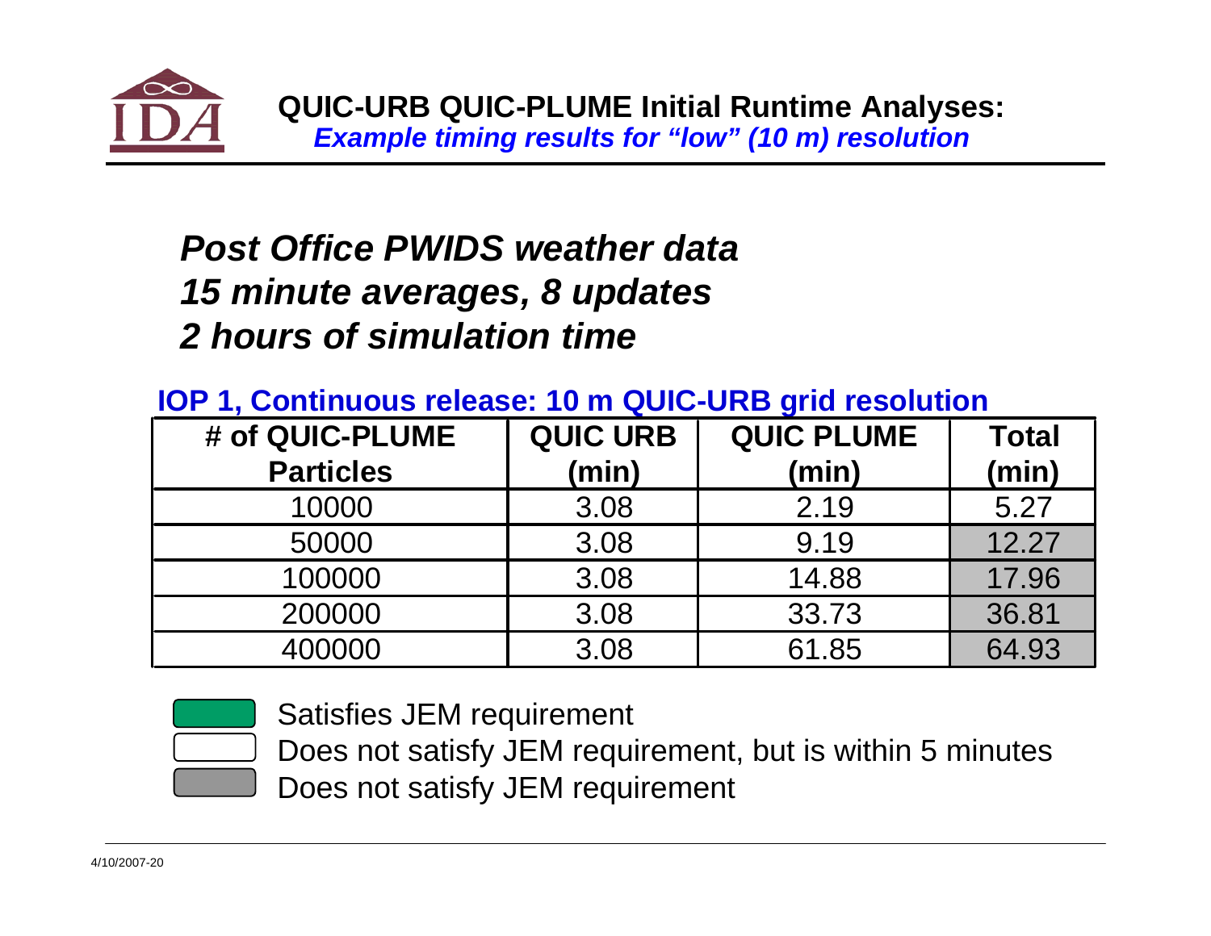## QUIC-URB QUIC-PLUME Initial Runtime Analyses:
### *Example timing results for "low" (10 m) resolution*

***Post Office PWIDS weather data***
***15 minute averages, 8 updates***
***2 hours of simulation time***

**IOP 1, Continuous release: 10 m QUIC-URB grid resolution**

| # of QUIC-PLUME Particles | QUIC URB (min) | QUIC PLUME (min) | Total (min) |
|---|---|---|---|
| 10000 | 3.08 | 2.19 | 5.27 |
| 50000 | 3.08 | 9.19 | 12.27 |
| 100000 | 3.08 | 14.88 | 17.96 |
| 200000 | 3.08 | 33.73 | 36.81 |
| 400000 | 3.08 | 61.85 | 64.93 |

- (Green) Satisfies JEM requirement
- (White) Does not satisfy JEM requirement, but is within 5 minutes
- (Gray) Does not satisfy JEM requirement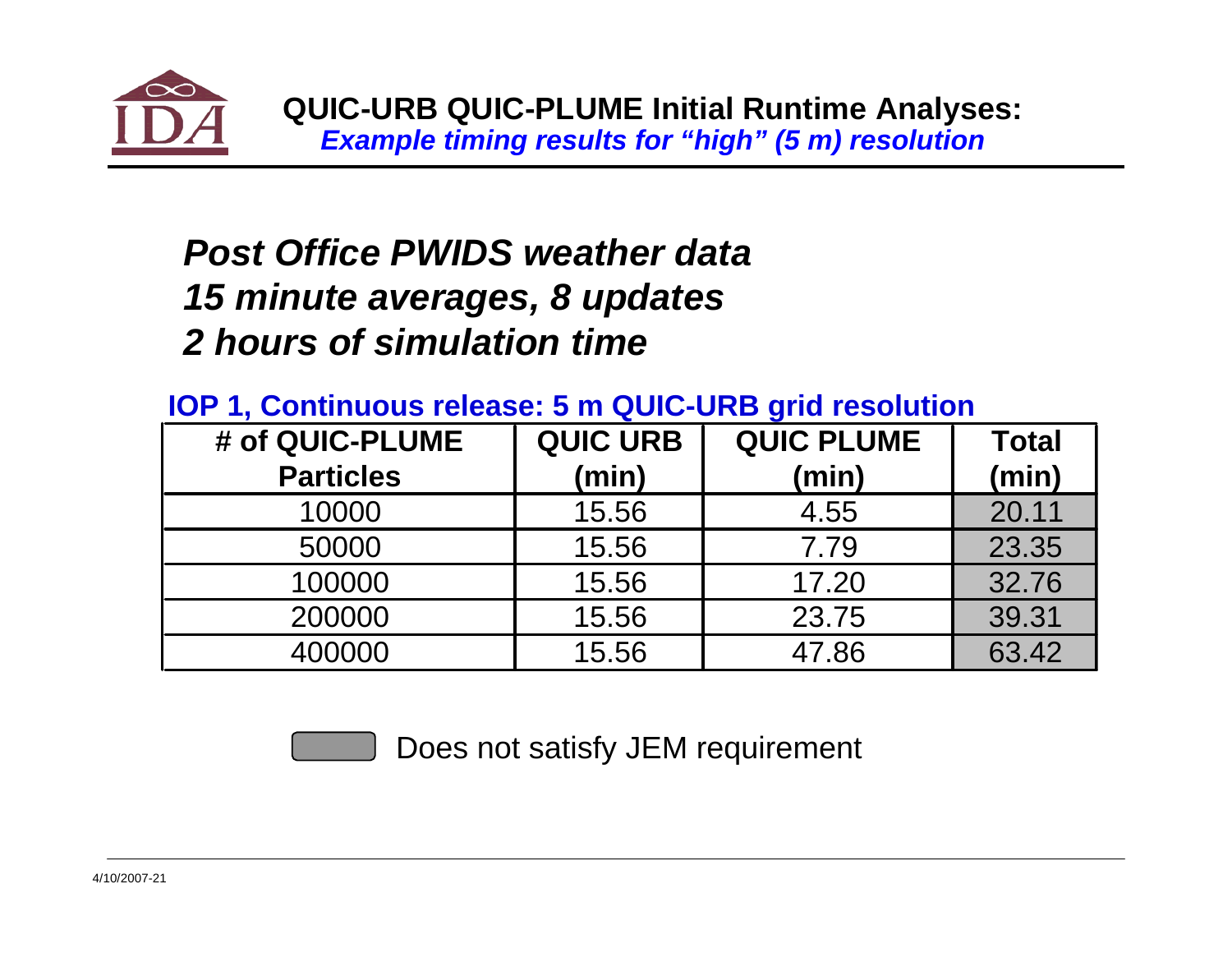## QUIC-URB QUIC-PLUME Initial Runtime Analyses:
### *Example timing results for "high" (5 m) resolution*

***Post Office PWIDS weather data***
***15 minute averages, 8 updates***
***2 hours of simulation time***

**IOP 1, Continuous release: 5 m QUIC-URB grid resolution**

| # of QUIC-PLUME Particles | QUIC URB (min) | QUIC PLUME (min) | Total (min) |
|---|---|---|---|
| 10000 | 15.56 | 4.55 | 20.11 |
| 50000 | 15.56 | 7.79 | 23.35 |
| 100000 | 15.56 | 17.20 | 32.76 |
| 200000 | 15.56 | 23.75 | 39.31 |
| 400000 | 15.56 | 47.86 | 63.42 |

Does not satisfy JEM requirement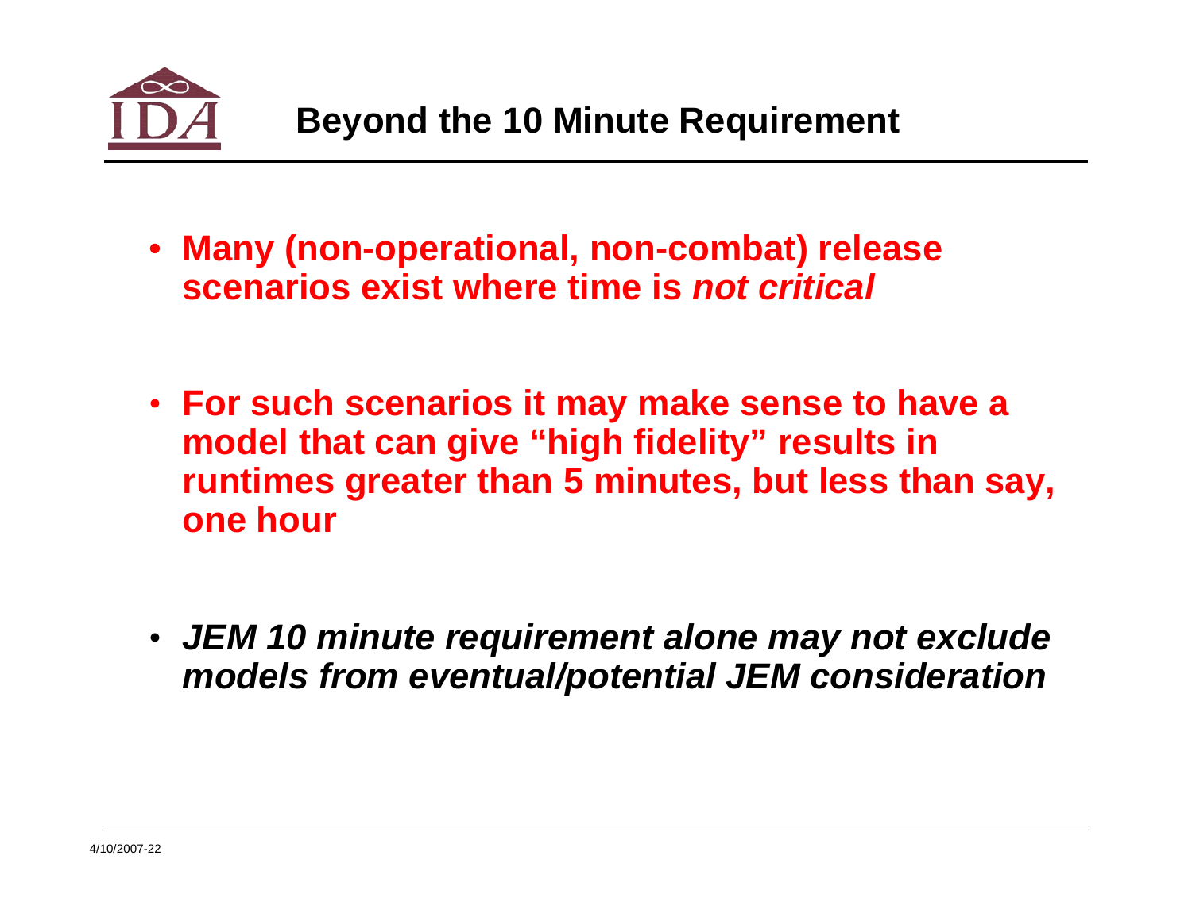# Beyond the 10 Minute Requirement

- **Many (non-operational, non-combat) release scenarios exist where time is *not critical***
- **For such scenarios it may make sense to have a model that can give "high fidelity" results in runtimes greater than 5 minutes, but less than say, one hour**
- ***JEM 10 minute requirement alone may not exclude models from eventual/potential JEM consideration***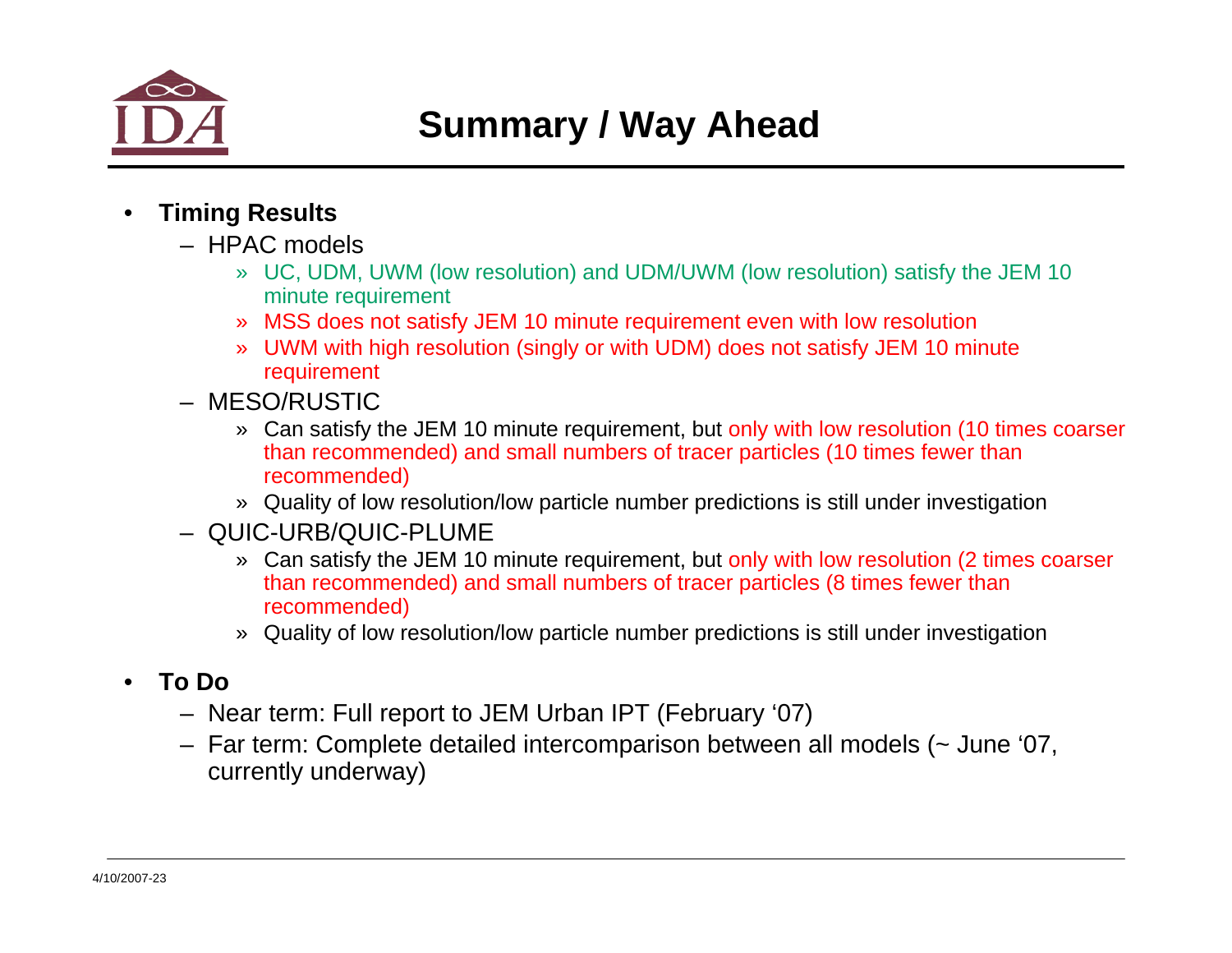# Summary / Way Ahead

- **Timing Results**
  - HPAC models
    - UC, UDM, UWM (low resolution) and UDM/UWM (low resolution) satisfy the JEM 10 minute requirement
    - MSS does not satisfy JEM 10 minute requirement even with low resolution
    - UWM with high resolution (singly or with UDM) does not satisfy JEM 10 minute requirement
  - MESO/RUSTIC
    - Can satisfy the JEM 10 minute requirement, but only with low resolution (10 times coarser than recommended) and small numbers of tracer particles (10 times fewer than recommended)
    - Quality of low resolution/low particle number predictions is still under investigation
  - QUIC-URB/QUIC-PLUME
    - Can satisfy the JEM 10 minute requirement, but only with low resolution (2 times coarser than recommended) and small numbers of tracer particles (8 times fewer than recommended)
    - Quality of low resolution/low particle number predictions is still under investigation
- **To Do**
  - Near term: Full report to JEM Urban IPT (February '07)
  - Far term: Complete detailed intercomparison between all models (~ June '07, currently underway)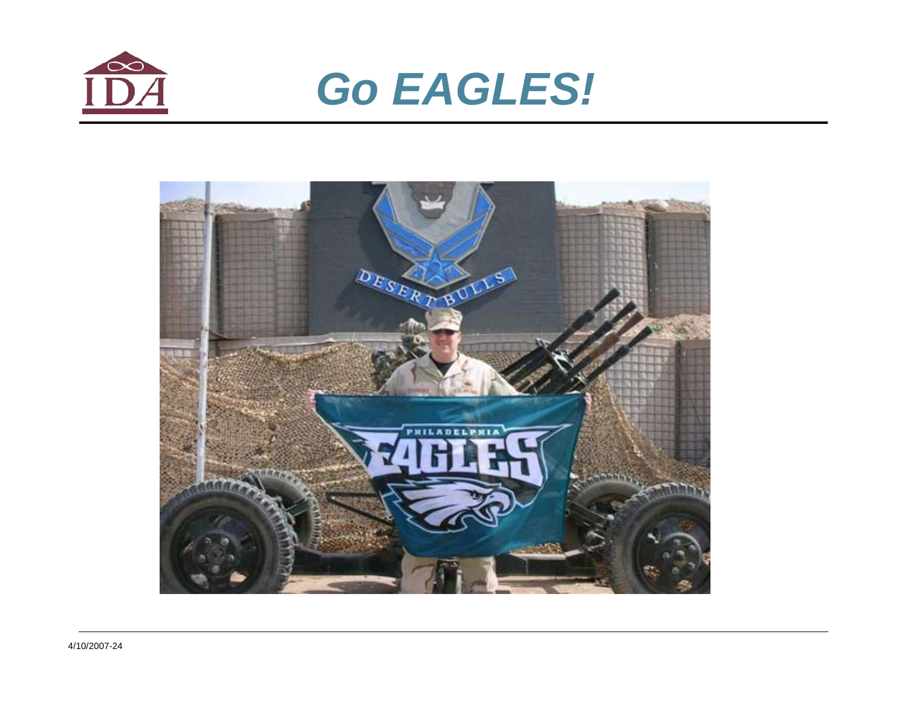# Go EAGLES!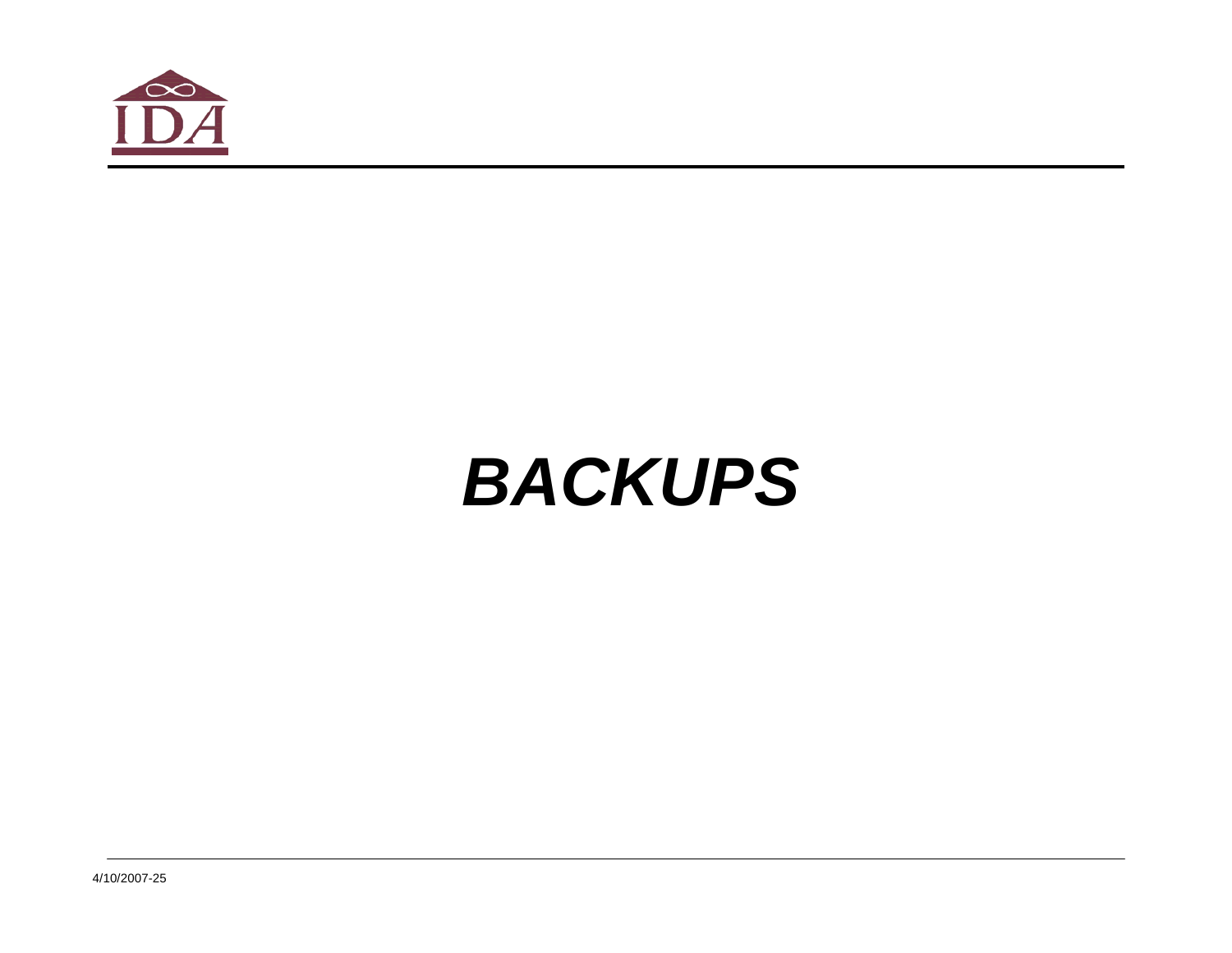# ***BACKUPS***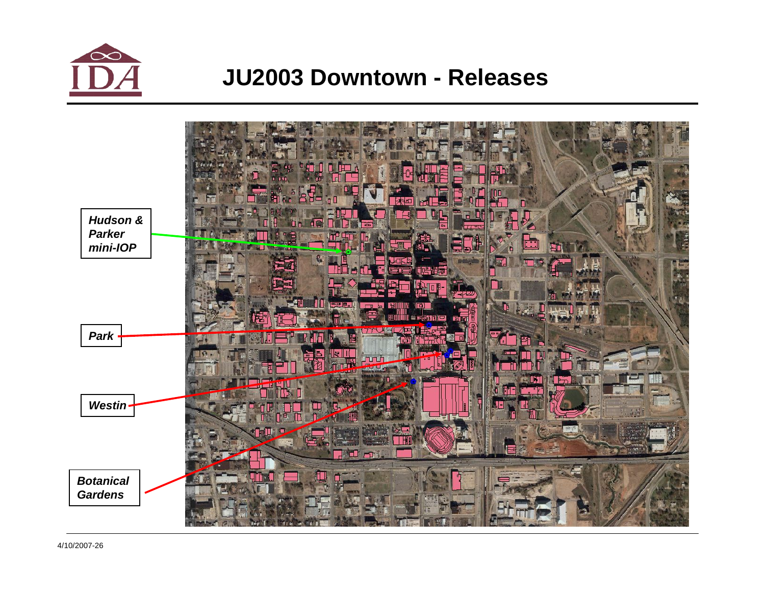# JU2003 Downtown - Releases

*Hudson & Parker mini-IOP*

*Park*

*Westin*

*Botanical Gardens*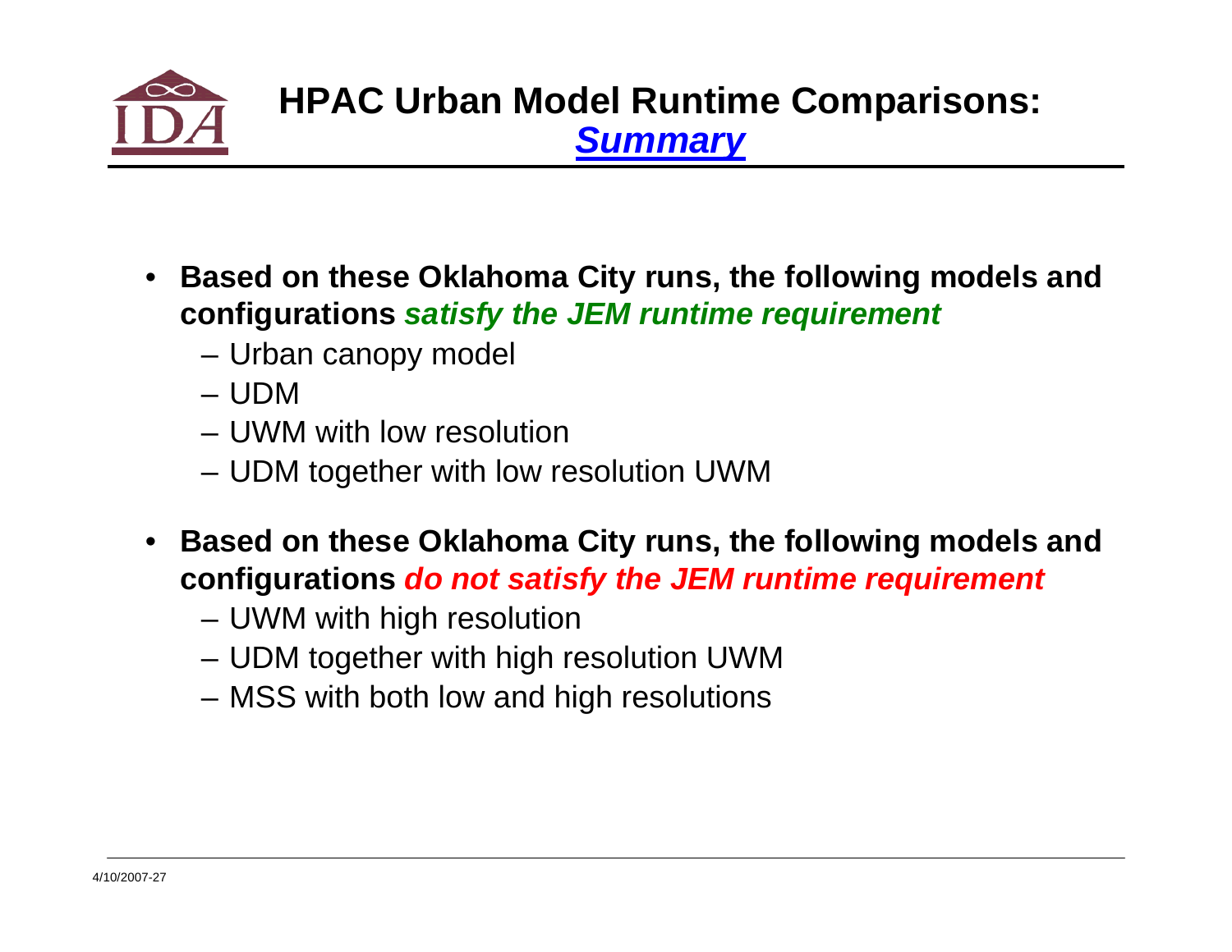# HPAC Urban Model Runtime Comparisons: *Summary*

- **Based on these Oklahoma City runs, the following models and configurations *satisfy the JEM runtime requirement***
  - Urban canopy model
  - UDM
  - UWM with low resolution
  - UDM together with low resolution UWM
- **Based on these Oklahoma City runs, the following models and configurations *do not satisfy the JEM runtime requirement***
  - UWM with high resolution
  - UDM together with high resolution UWM
  - MSS with both low and high resolutions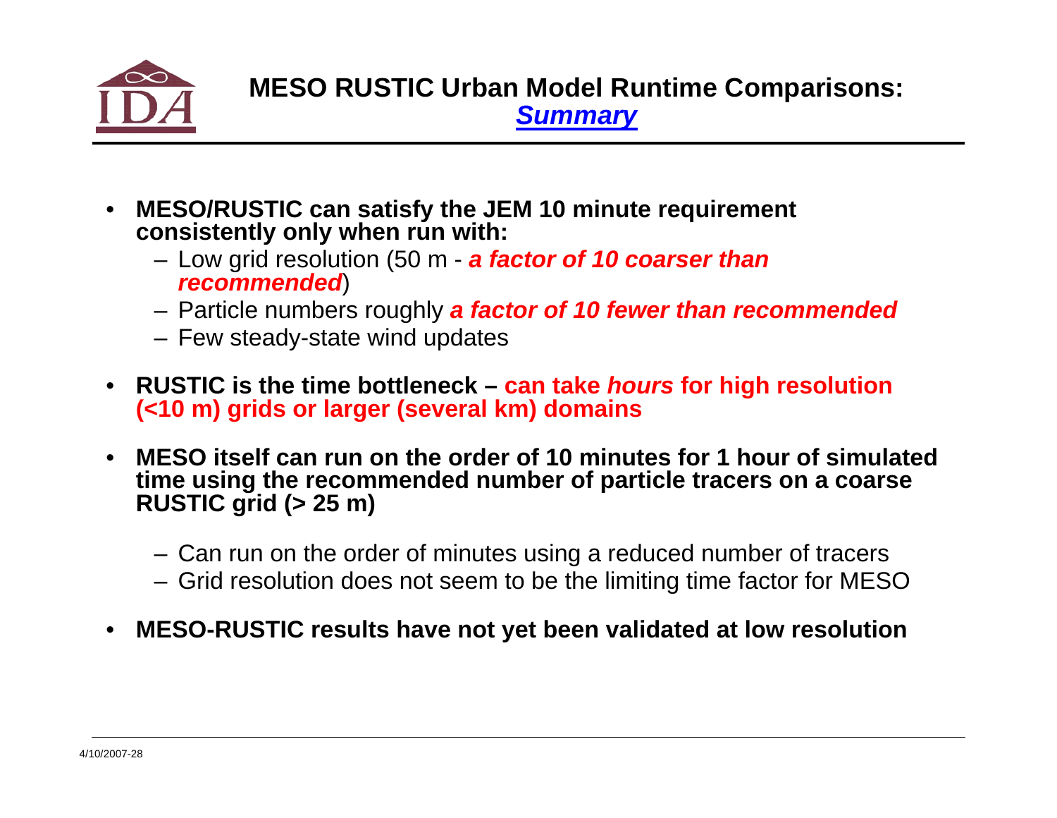# MESO RUSTIC Urban Model Runtime Comparisons: *Summary*

- **MESO/RUSTIC can satisfy the JEM 10 minute requirement consistently only when run with:**
  - Low grid resolution (50 m - ***a factor of 10 coarser than recommended***)
  - Particle numbers roughly ***a factor of 10 fewer than recommended***
  - Few steady-state wind updates
- **RUSTIC is the time bottleneck – can take *hours* for high resolution (<10 m) grids or larger (several km) domains**
- **MESO itself can run on the order of 10 minutes for 1 hour of simulated time using the recommended number of particle tracers on a coarse RUSTIC grid (> 25 m)**
  - Can run on the order of minutes using a reduced number of tracers
  - Grid resolution does not seem to be the limiting time factor for MESO
- **MESO-RUSTIC results have not yet been validated at low resolution**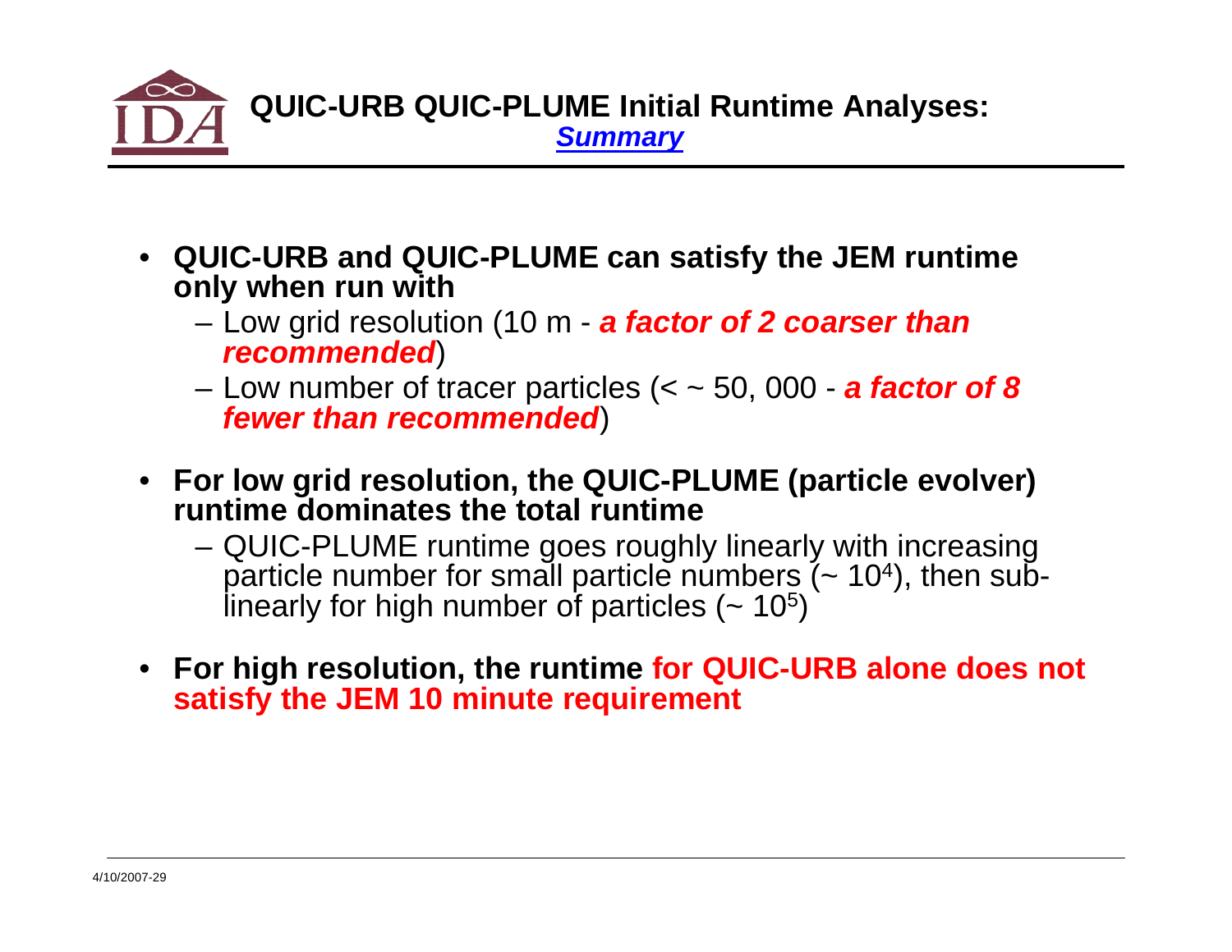# QUIC-URB QUIC-PLUME Initial Runtime Analyses: *Summary*

- **QUIC-URB and QUIC-PLUME can satisfy the JEM runtime only when run with**
  - Low grid resolution (10 m - ***a factor of 2 coarser than recommended***)
  - Low number of tracer particles (< ~ 50, 000 - ***a factor of 8 fewer than recommended***)
- **For low grid resolution, the QUIC-PLUME (particle evolver) runtime dominates the total runtime**
  - QUIC-PLUME runtime goes roughly linearly with increasing particle number for small particle numbers (~ $10^4$), then sub-linearly for high number of particles (~ $10^5$)
- **For high resolution, the runtime for QUIC-URB alone does not satisfy the JEM 10 minute requirement**